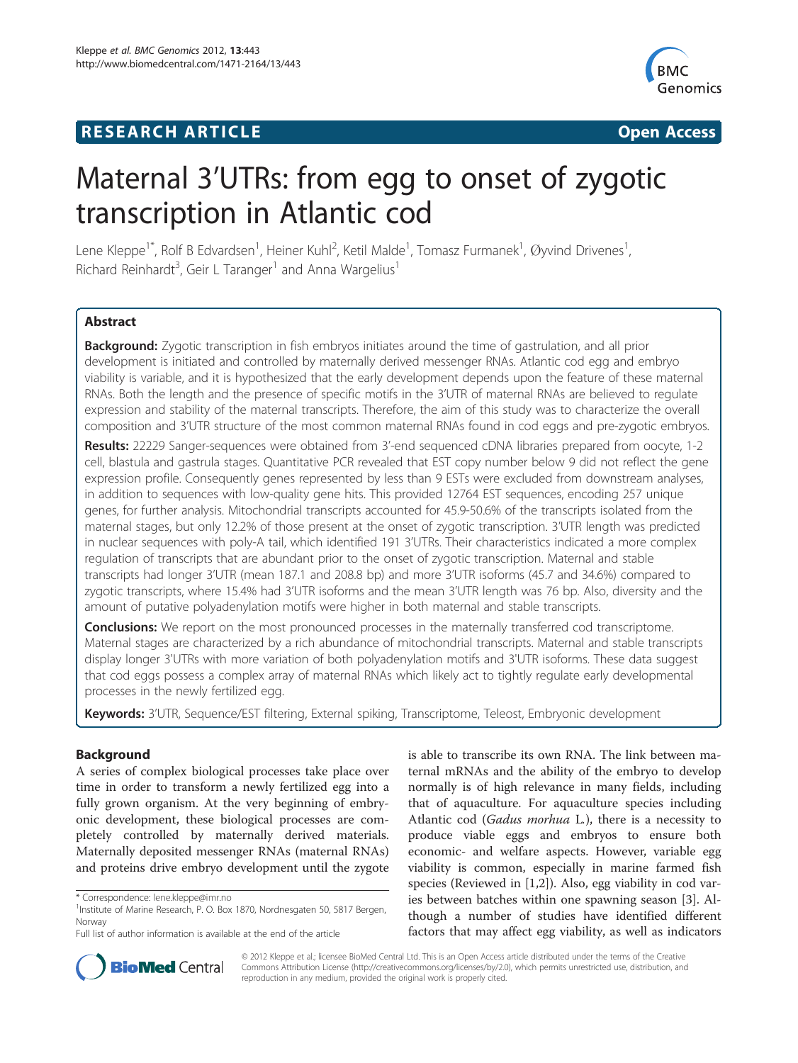**RESEARCH ARTICLE** **Open Access**

# Maternal 3'UTRs: from egg to onset of zygotic transcription in Atlantic cod

Lene Kleppe[1*], Rolf B Edvardsen[1], Heiner Kuhl[2], Ketil Malde[1], Tomasz Furmanek[1], Øyvind Drivenes[1], Richard Reinhardt[3], Geir L Taranger[1] and Anna Wargelius[1]

## Abstract

**Background:** Zygotic transcription in fish embryos initiates around the time of gastrulation, and all prior development is initiated and controlled by maternally derived messenger RNAs. Atlantic cod egg and embryo viability is variable, and it is hypothesized that the early development depends upon the feature of these maternal RNAs. Both the length and the presence of specific motifs in the 3'UTR of maternal RNAs are believed to regulate expression and stability of the maternal transcripts. Therefore, the aim of this study was to characterize the overall composition and 3'UTR structure of the most common maternal RNAs found in cod eggs and pre-zygotic embryos.

**Results:** 22229 Sanger-sequences were obtained from 3'-end sequenced cDNA libraries prepared from oocyte, 1-2 cell, blastula and gastrula stages. Quantitative PCR revealed that EST copy number below 9 did not reflect the gene expression profile. Consequently genes represented by less than 9 ESTs were excluded from downstream analyses, in addition to sequences with low-quality gene hits. This provided 12764 EST sequences, encoding 257 unique genes, for further analysis. Mitochondrial transcripts accounted for 45.9-50.6% of the transcripts isolated from the maternal stages, but only 12.2% of those present at the onset of zygotic transcription. 3'UTR length was predicted in nuclear sequences with poly-A tail, which identified 191 3'UTRs. Their characteristics indicated a more complex regulation of transcripts that are abundant prior to the onset of zygotic transcription. Maternal and stable transcripts had longer 3'UTR (mean 187.1 and 208.8 bp) and more 3'UTR isoforms (45.7 and 34.6%) compared to zygotic transcripts, where 15.4% had 3'UTR isoforms and the mean 3'UTR length was 76 bp. Also, diversity and the amount of putative polyadenylation motifs were higher in both maternal and stable transcripts.

**Conclusions:** We report on the most pronounced processes in the maternally transferred cod transcriptome. Maternal stages are characterized by a rich abundance of mitochondrial transcripts. Maternal and stable transcripts display longer 3'UTRs with more variation of both polyadenylation motifs and 3'UTR isoforms. These data suggest that cod eggs possess a complex array of maternal RNAs which likely act to tightly regulate early developmental processes in the newly fertilized egg.

**Keywords:** 3'UTR, Sequence/EST filtering, External spiking, Transcriptome, Teleost, Embryonic development

## Background

A series of complex biological processes take place over time in order to transform a newly fertilized egg into a fully grown organism. At the very beginning of embryonic development, these biological processes are completely controlled by maternally derived materials. Maternally deposited messenger RNAs (maternal RNAs) and proteins drive embryo development until the zygote is able to transcribe its own RNA. The link between maternal mRNAs and the ability of the embryo to develop normally is of high relevance in many fields, including that of aquaculture. For aquaculture species including Atlantic cod (*Gadus morhua* L.), there is a necessity to produce viable eggs and embryos to ensure both economic- and welfare aspects. However, variable egg viability is common, especially in marine farmed fish species (Reviewed in [1,2]). Also, egg viability in cod varies between batches within one spawning season [3]. Although a number of studies have identified different factors that may affect egg viability, as well as indicators

\* Correspondence: lene.kleppe@imr.no
[1]Institute of Marine Research, P. O. Box 1870, Nordnesgaten 50, 5817 Bergen, Norway
Full list of author information is available at the end of the article

© 2012 Kleppe et al.; licensee BioMed Central Ltd. This is an Open Access article distributed under the terms of the Creative Commons Attribution License (http://creativecommons.org/licenses/by/2.0), which permits unrestricted use, distribution, and reproduction in any medium, provided the original work is properly cited.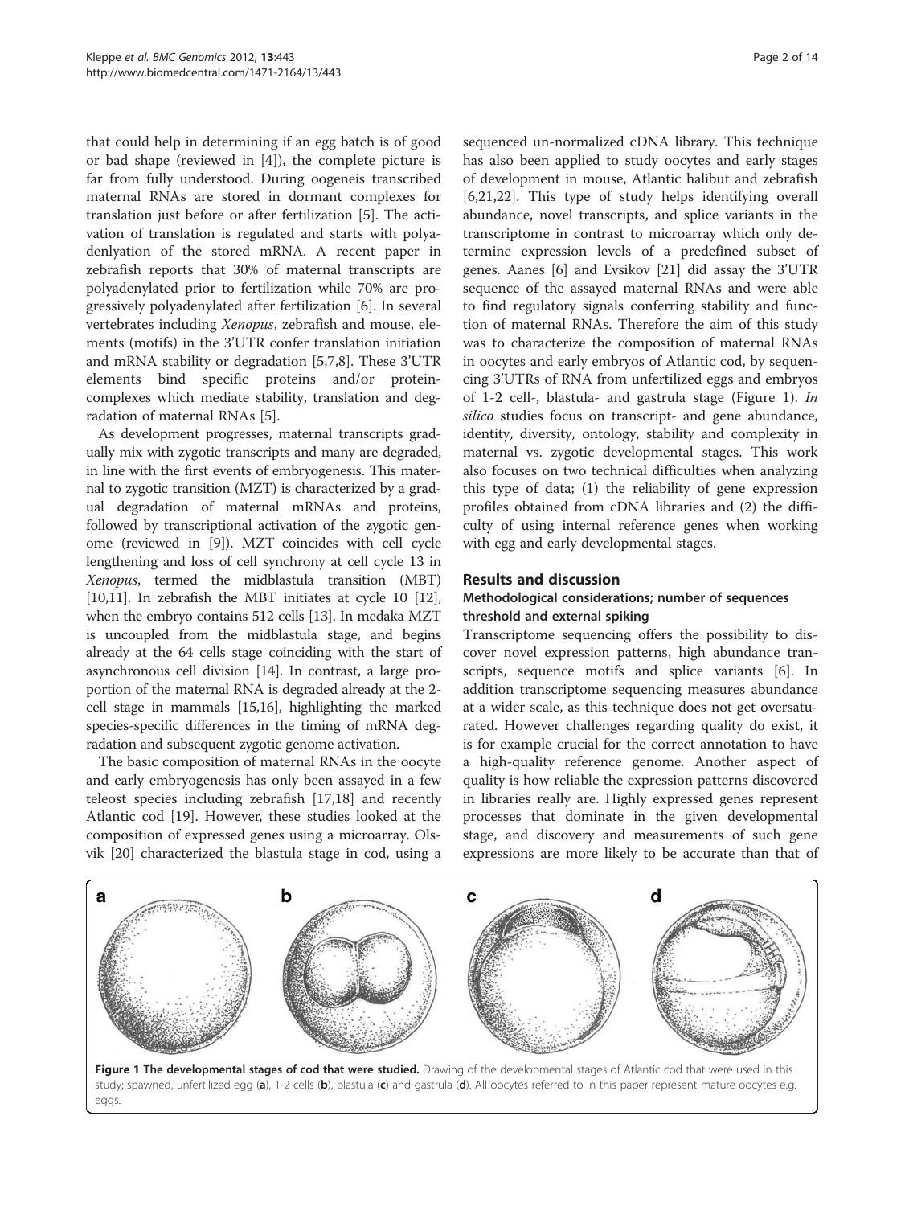that could help in determining if an egg batch is of good or bad shape (reviewed in [4]), the complete picture is far from fully understood. During oogeneis transcribed maternal RNAs are stored in dormant complexes for translation just before or after fertilization [5]. The activation of translation is regulated and starts with polyadenlyation of the stored mRNA. A recent paper in zebrafish reports that 30% of maternal transcripts are polyadenylated prior to fertilization while 70% are progressively polyadenylated after fertilization [6]. In several vertebrates including *Xenopus*, zebrafish and mouse, elements (motifs) in the 3'UTR confer translation initiation and mRNA stability or degradation [5,7,8]. These 3'UTR elements bind specific proteins and/or protein-complexes which mediate stability, translation and degradation of maternal RNAs [5].

As development progresses, maternal transcripts gradually mix with zygotic transcripts and many are degraded, in line with the first events of embryogenesis. This maternal to zygotic transition (MZT) is characterized by a gradual degradation of maternal mRNAs and proteins, followed by transcriptional activation of the zygotic genome (reviewed in [9]). MZT coincides with cell cycle lengthening and loss of cell synchrony at cell cycle 13 in *Xenopus*, termed the midblastula transition (MBT) [10,11]. In zebrafish the MBT initiates at cycle 10 [12], when the embryo contains 512 cells [13]. In medaka MZT is uncoupled from the midblastula stage, and begins already at the 64 cells stage coinciding with the start of asynchronous cell division [14]. In contrast, a large proportion of the maternal RNA is degraded already at the 2-cell stage in mammals [15,16], highlighting the marked species-specific differences in the timing of mRNA degradation and subsequent zygotic genome activation.

The basic composition of maternal RNAs in the oocyte and early embryogenesis has only been assayed in a few teleost species including zebrafish [17,18] and recently Atlantic cod [19]. However, these studies looked at the composition of expressed genes using a microarray. Olsvik [20] characterized the blastula stage in cod, using a sequenced un-normalized cDNA library. This technique has also been applied to study oocytes and early stages of development in mouse, Atlantic halibut and zebrafish [6,21,22]. This type of study helps identifying overall abundance, novel transcripts, and splice variants in the transcriptome in contrast to microarray which only determine expression levels of a predefined subset of genes. Aanes [6] and Evsikov [21] did assay the 3'UTR sequence of the assayed maternal RNAs and were able to find regulatory signals conferring stability and function of maternal RNAs. Therefore the aim of this study was to characterize the composition of maternal RNAs in oocytes and early embryos of Atlantic cod, by sequencing 3'UTRs of RNA from unfertilized eggs and embryos of 1-2 cell-, blastula- and gastrula stage (Figure 1). *In silico* studies focus on transcript- and gene abundance, identity, diversity, ontology, stability and complexity in maternal vs. zygotic developmental stages. This work also focuses on two technical difficulties when analyzing this type of data; (1) the reliability of gene expression profiles obtained from cDNA libraries and (2) the difficulty of using internal reference genes when working with egg and early developmental stages.

## Results and discussion

### Methodological considerations; number of sequences threshold and external spiking

Transcriptome sequencing offers the possibility to discover novel expression patterns, high abundance transcripts, sequence motifs and splice variants [6]. In addition transcriptome sequencing measures abundance at a wider scale, as this technique does not get oversaturated. However challenges regarding quality do exist, it is for example crucial for the correct annotation to have a high-quality reference genome. Another aspect of quality is how reliable the expression patterns discovered in libraries really are. Highly expressed genes represent processes that dominate in the given developmental stage, and discovery and measurements of such gene expressions are more likely to be accurate than that of

a b c d

**Figure 1 The developmental stages of cod that were studied.** Drawing of the developmental stages of Atlantic cod that were used in this study; spawned, unfertilized egg (**a**), 1-2 cells (**b**), blastula (**c**) and gastrula (**d**). All oocytes referred to in this paper represent mature oocytes e.g. eggs.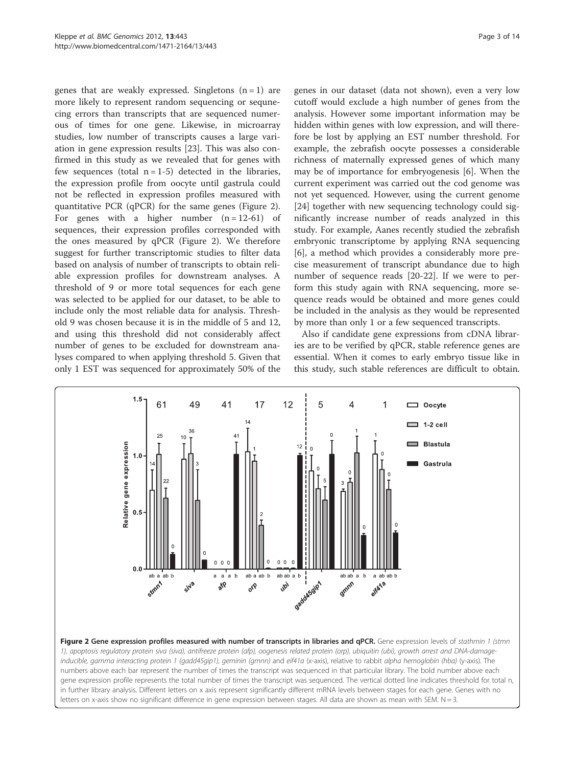genes that are weakly expressed. Singletons (n = 1) are more likely to represent random sequencing or sequencing errors than transcripts that are sequenced numerous of times for one gene. Likewise, in microarray studies, low number of transcripts causes a large variation in gene expression results [23]. This was also confirmed in this study as we revealed that for genes with few sequences (total n = 1-5) detected in the libraries, the expression profile from oocyte until gastrula could not be reflected in expression profiles measured with quantitative PCR (qPCR) for the same genes (Figure 2). For genes with a higher number (n = 12-61) of sequences, their expression profiles corresponded with the ones measured by qPCR (Figure 2). We therefore suggest for further transcriptomic studies to filter data based on analysis of number of transcripts to obtain reliable expression profiles for downstream analyses. A threshold of 9 or more total sequences for each gene was selected to be applied for our dataset, to be able to include only the most reliable data for analysis. Threshold 9 was chosen because it is in the middle of 5 and 12, and using this threshold did not considerably affect number of genes to be excluded for downstream analyses compared to when applying threshold 5. Given that only 1 EST was sequenced for approximately 50% of the genes in our dataset (data not shown), even a very low cutoff would exclude a high number of genes from the analysis. However some important information may be hidden within genes with low expression, and will therefore be lost by applying an EST number threshold. For example, the zebrafish oocyte possesses a considerable richness of maternally expressed genes of which many may be of importance for embryogenesis [6]. When the current experiment was carried out the cod genome was not yet sequenced. However, using the current genome [24] together with new sequencing technology could significantly increase number of reads analyzed in this study. For example, Aanes recently studied the zebrafish embryonic transcriptome by applying RNA sequencing [6], a method which provides a considerably more precise measurement of transcript abundance due to high number of sequence reads [20-22]. If we were to perform this study again with RNA sequencing, more sequence reads would be obtained and more genes could be included in the analysis as they would be represented by more than only 1 or a few sequenced transcripts.

Also if candidate gene expressions from cDNA libraries are to be verified by qPCR, stable reference genes are essential. When it comes to early embryo tissue like in this study, such stable references are difficult to obtain.

Relative gene expression

61 49 41 17 12 5 4 1

Oocyte
1-2 cell
Blastula
Gastrula

*stmn1* *siva* *afp* *orp* *ubi* *gadd45gip1* *gmnn* *eif41a*

**Figure 2 Gene expression profiles measured with number of transcripts in libraries and qPCR.** Gene expression levels of *stathmin 1 (stmn 1), apoptosis regulatory protein siva (siva), antifreeze protein (afp), oogenesis related protein (orp), ubiquitin (ubi), growth arrest and DNA-damage-inducible, gamma interacting protein 1 (gadd45gip1), geminin (gmnn)* and *eif41a* (x-axis), relative to rabbit *alpha hemoglobin (hba)* (y-axis). The numbers above each bar represent the number of times the transcript was sequenced in that particular library. The bold number above each gene expression profile represents the total number of times the transcript was sequenced. The vertical dotted line indicates threshold for total n, in further library analysis. Different letters on x axis represent significantly different mRNA levels between stages for each gene. Genes with no letters on x-axis show no significant difference in gene expression between stages. All data are shown as mean with SEM. N = 3.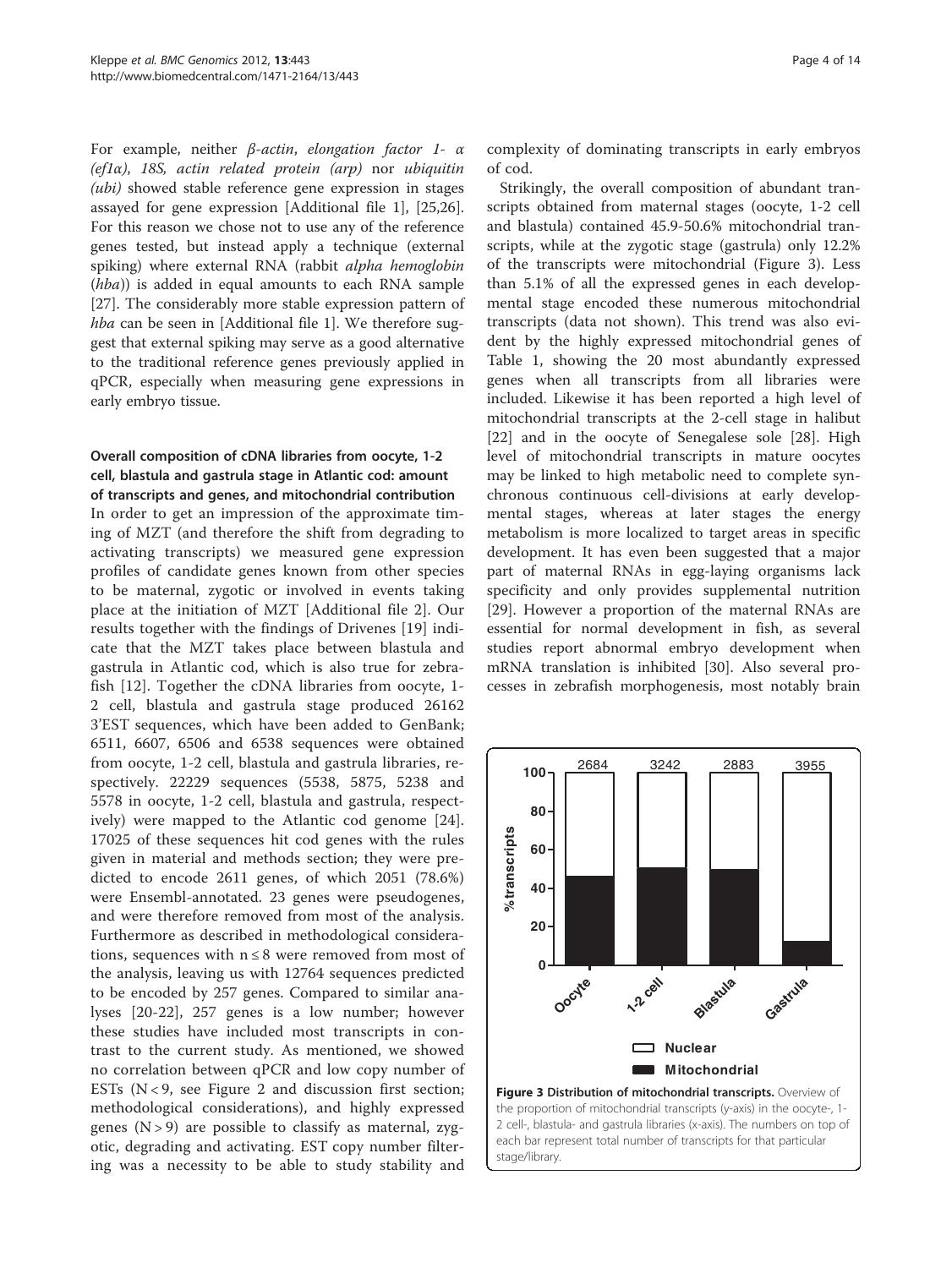For example, neither *β-actin*, *elongation factor 1- α (ef1α)*, *18S*, *actin related protein (arp)* nor *ubiquitin (ubi)* showed stable reference gene expression in stages assayed for gene expression [Additional file 1], [25,26]. For this reason we chose not to use any of the reference genes tested, but instead apply a technique (external spiking) where external RNA (rabbit *alpha hemoglobin* (*hba*)) is added in equal amounts to each RNA sample [27]. The considerably more stable expression pattern of *hba* can be seen in [Additional file 1]. We therefore suggest that external spiking may serve as a good alternative to the traditional reference genes previously applied in qPCR, especially when measuring gene expressions in early embryo tissue.

### Overall composition of cDNA libraries from oocyte, 1-2 cell, blastula and gastrula stage in Atlantic cod: amount of transcripts and genes, and mitochondrial contribution

In order to get an impression of the approximate timing of MZT (and therefore the shift from degrading to activating transcripts) we measured gene expression profiles of candidate genes known from other species to be maternal, zygotic or involved in events taking place at the initiation of MZT [Additional file 2]. Our results together with the findings of Drivenes [19] indicate that the MZT takes place between blastula and gastrula in Atlantic cod, which is also true for zebrafish [12]. Together the cDNA libraries from oocyte, 1-2 cell, blastula and gastrula stage produced 26162 3'EST sequences, which have been added to GenBank; 6511, 6607, 6506 and 6538 sequences were obtained from oocyte, 1-2 cell, blastula and gastrula libraries, respectively. 22229 sequences (5538, 5875, 5238 and 5578 in oocyte, 1-2 cell, blastula and gastrula, respectively) were mapped to the Atlantic cod genome [24]. 17025 of these sequences hit cod genes with the rules given in material and methods section; they were predicted to encode 2611 genes, of which 2051 (78.6%) were Ensembl-annotated. 23 genes were pseudogenes, and were therefore removed from most of the analysis. Furthermore as described in methodological considerations, sequences with $n \leq 8$ were removed from most of the analysis, leaving us with 12764 sequences predicted to be encoded by 257 genes. Compared to similar analyses [20-22], 257 genes is a low number; however these studies have included most transcripts in contrast to the current study. As mentioned, we showed no correlation between qPCR and low copy number of ESTs ($N < 9$, see Figure 2 and discussion first section; methodological considerations), and highly expressed genes ($N > 9$) are possible to classify as maternal, zygotic, degrading and activating. EST copy number filtering was a necessity to be able to study stability and complexity of dominating transcripts in early embryos of cod.

Strikingly, the overall composition of abundant transcripts obtained from maternal stages (oocyte, 1-2 cell and blastula) contained 45.9-50.6% mitochondrial transcripts, while at the zygotic stage (gastrula) only 12.2% of the transcripts were mitochondrial (Figure 3). Less than 5.1% of all the expressed genes in each developmental stage encoded these numerous mitochondrial transcripts (data not shown). This trend was also evident by the highly expressed mitochondrial genes of Table 1, showing the 20 most abundantly expressed genes when all transcripts from all libraries were included. Likewise it has been reported a high level of mitochondrial transcripts at the 2-cell stage in halibut [22] and in the oocyte of Senegalese sole [28]. High level of mitochondrial transcripts in mature oocytes may be linked to high metabolic need to complete synchronous continuous cell-divisions at early developmental stages, whereas at later stages the energy metabolism is more localized to target areas in specific development. It has even been suggested that a major part of maternal RNAs in egg-laying organisms lack specificity and only provides supplemental nutrition [29]. However a proportion of the maternal RNAs are essential for normal development in fish, as several studies report abnormal embryo development when mRNA translation is inhibited [30]. Also several processes in zebrafish morphogenesis, most notably brain

2684 3242 2883 3955

100
80
60
40
20
0

% transcripts

Oocyte 1-2 cell Blastula Gastrula

Nuclear
Mitochondrial

**Figure 3 Distribution of mitochondrial transcripts.** Overview of the proportion of mitochondrial transcripts (y-axis) in the oocyte-, 1-2 cell-, blastula- and gastrula libraries (x-axis). The numbers on top of each bar represent total number of transcripts for that particular stage/library.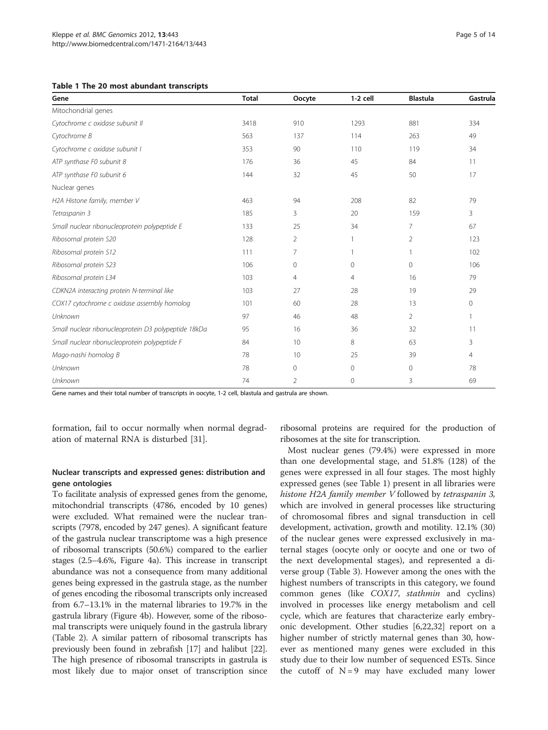**Table 1 The 20 most abundant transcripts**

| Gene | Total | Oocyte | 1-2 cell | Blastula | Gastrula |
|---|---|---|---|---|---|
| Mitochondrial genes | | | | | |
| *Cytochrome c oxidase subunit II* | 3418 | 910 | 1293 | 881 | 334 |
| *Cytochrome B* | 563 | 137 | 114 | 263 | 49 |
| *Cytochrome c oxidase subunit I* | 353 | 90 | 110 | 119 | 34 |
| *ATP synthase F0 subunit 8* | 176 | 36 | 45 | 84 | 11 |
| *ATP synthase F0 subunit 6* | 144 | 32 | 45 | 50 | 17 |
| Nuclear genes | | | | | |
| *H2A Histone family, member V* | 463 | 94 | 208 | 82 | 79 |
| *Tetraspanin 3* | 185 | 3 | 20 | 159 | 3 |
| *Small nuclear ribonucleoprotein polypeptide E* | 133 | 25 | 34 | 7 | 67 |
| *Ribosomal protein S20* | 128 | 2 | 1 | 2 | 123 |
| *Ribosomal protein S12* | 111 | 7 | 1 | 1 | 102 |
| *Ribosomal protein S23* | 106 | 0 | 0 | 0 | 106 |
| *Ribosomal protein L34* | 103 | 4 | 4 | 16 | 79 |
| *CDKN2A interacting protein N-terminal like* | 103 | 27 | 28 | 19 | 29 |
| *COX17 cytochrome c oxidase assembly homolog* | 101 | 60 | 28 | 13 | 0 |
| *Unknown* | 97 | 46 | 48 | 2 | 1 |
| *Small nuclear ribonucleoprotein D3 polypeptide 18kDa* | 95 | 16 | 36 | 32 | 11 |
| *Small nuclear ribonucleoprotein polypeptide F* | 84 | 10 | 8 | 63 | 3 |
| *Mago-nashi homolog B* | 78 | 10 | 25 | 39 | 4 |
| *Unknown* | 78 | 0 | 0 | 0 | 78 |
| *Unknown* | 74 | 2 | 0 | 3 | 69 |

Gene names and their total number of transcripts in oocyte, 1-2 cell, blastula and gastrula are shown.

formation, fail to occur normally when normal degradation of maternal RNA is disturbed [31].

### Nuclear transcripts and expressed genes: distribution and gene ontologies

To facilitate analysis of expressed genes from the genome, mitochondrial transcripts (4786, encoded by 10 genes) were excluded. What remained were the nuclear transcripts (7978, encoded by 247 genes). A significant feature of the gastrula nuclear transcriptome was a high presence of ribosomal transcripts (50.6%) compared to the earlier stages (2.5–4.6%, Figure 4a). This increase in transcript abundance was not a consequence from many additional genes being expressed in the gastrula stage, as the number of genes encoding the ribosomal transcripts only increased from 6.7–13.1% in the maternal libraries to 19.7% in the gastrula library (Figure 4b). However, some of the ribosomal transcripts were uniquely found in the gastrula library (Table 2). A similar pattern of ribosomal transcripts has previously been found in zebrafish [17] and halibut [22]. The high presence of ribosomal transcripts in gastrula is most likely due to major onset of transcription since ribosomal proteins are required for the production of ribosomes at the site for transcription.

Most nuclear genes (79.4%) were expressed in more than one developmental stage, and 51.8% (128) of the genes were expressed in all four stages. The most highly expressed genes (see Table 1) present in all libraries were *histone H2A family member V* followed by *tetraspanin 3,* which are involved in general processes like structuring of chromosomal fibres and signal transduction in cell development, activation, growth and motility. 12.1% (30) of the nuclear genes were expressed exclusively in maternal stages (oocyte only or oocyte and one or two of the next developmental stages), and represented a diverse group (Table 3). However among the ones with the highest numbers of transcripts in this category, we found common genes (like *COX17*, *stathmin* and cyclins) involved in processes like energy metabolism and cell cycle, which are features that characterize early embryonic development. Other studies [6,22,32] report on a higher number of strictly maternal genes than 30, however as mentioned many genes were excluded in this study due to their low number of sequenced ESTs. Since the cutoff of $N = 9$ may have excluded many lower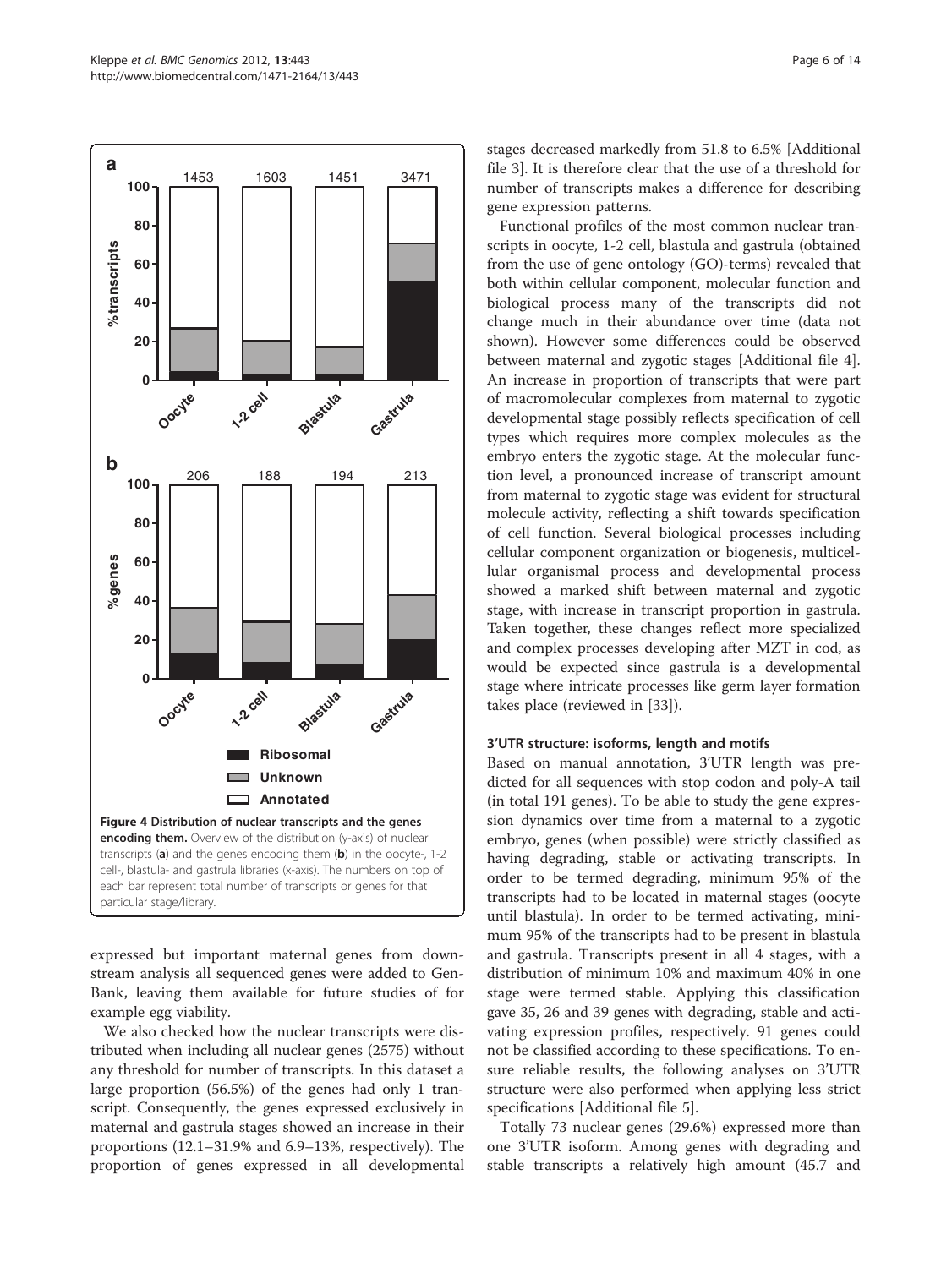a

1453 1603 1451 3471

100
80
60
40
20
0

%transcripts

Oocyte 1-2 cell Blastula Gastrula

b

206 188 194 213

100
80
60
40
20
0

%genes

Oocyte 1-2 cell Blastula Gastrula

Ribosomal
Unknown
Annotated

**Figure 4 Distribution of nuclear transcripts and the genes encoding them.** Overview of the distribution (y-axis) of nuclear transcripts (**a**) and the genes encoding them (**b**) in the oocyte-, 1-2 cell-, blastula- and gastrula libraries (x-axis). The numbers on top of each bar represent total number of transcripts or genes for that particular stage/library.

expressed but important maternal genes from downstream analysis all sequenced genes were added to GenBank, leaving them available for future studies of for example egg viability.

We also checked how the nuclear transcripts were distributed when including all nuclear genes (2575) without any threshold for number of transcripts. In this dataset a large proportion (56.5%) of the genes had only 1 transcript. Consequently, the genes expressed exclusively in maternal and gastrula stages showed an increase in their proportions (12.1–31.9% and 6.9–13%, respectively). The proportion of genes expressed in all developmental stages decreased markedly from 51.8 to 6.5% [Additional file 3]. It is therefore clear that the use of a threshold for number of transcripts makes a difference for describing gene expression patterns.

Functional profiles of the most common nuclear transcripts in oocyte, 1-2 cell, blastula and gastrula (obtained from the use of gene ontology (GO)-terms) revealed that both within cellular component, molecular function and biological process many of the transcripts did not change much in their abundance over time (data not shown). However some differences could be observed between maternal and zygotic stages [Additional file 4]. An increase in proportion of transcripts that were part of macromolecular complexes from maternal to zygotic developmental stage possibly reflects specification of cell types which requires more complex molecules as the embryo enters the zygotic stage. At the molecular function level, a pronounced increase of transcript amount from maternal to zygotic stage was evident for structural molecule activity, reflecting a shift towards specification of cell function. Several biological processes including cellular component organization or biogenesis, multicellular organismal process and developmental process showed a marked shift between maternal and zygotic stage, with increase in transcript proportion in gastrula. Taken together, these changes reflect more specialized and complex processes developing after MZT in cod, as would be expected since gastrula is a developmental stage where intricate processes like germ layer formation takes place (reviewed in [33]).

### 3'UTR structure: isoforms, length and motifs

Based on manual annotation, 3'UTR length was predicted for all sequences with stop codon and poly-A tail (in total 191 genes). To be able to study the gene expression dynamics over time from a maternal to a zygotic embryo, genes (when possible) were strictly classified as having degrading, stable or activating transcripts. In order to be termed degrading, minimum 95% of the transcripts had to be located in maternal stages (oocyte until blastula). In order to be termed activating, minimum 95% of the transcripts had to be present in blastula and gastrula. Transcripts present in all 4 stages, with a distribution of minimum 10% and maximum 40% in one stage were termed stable. Applying this classification gave 35, 26 and 39 genes with degrading, stable and activating expression profiles, respectively. 91 genes could not be classified according to these specifications. To ensure reliable results, the following analyses on 3'UTR structure were also performed when applying less strict specifications [Additional file 5].

Totally 73 nuclear genes (29.6%) expressed more than one 3'UTR isoform. Among genes with degrading and stable transcripts a relatively high amount (45.7 and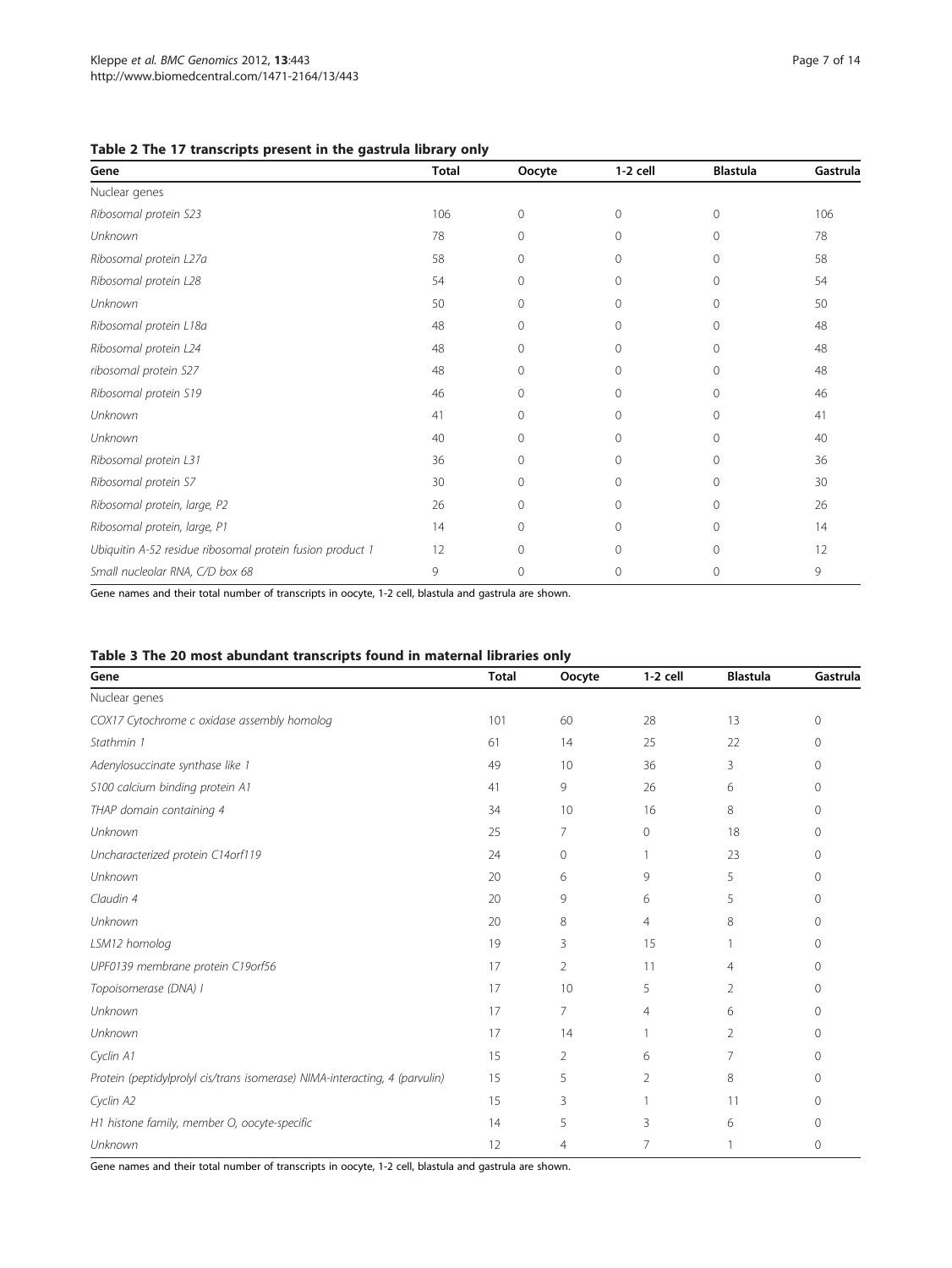**Table 2 The 17 transcripts present in the gastrula library only**

| Gene | Total | Oocyte | 1-2 cell | Blastula | Gastrula |
|---|---|---|---|---|---|
| Nuclear genes | | | | | |
| *Ribosomal protein S23* | 106 | 0 | 0 | 0 | 106 |
| *Unknown* | 78 | 0 | 0 | 0 | 78 |
| *Ribosomal protein L27a* | 58 | 0 | 0 | 0 | 58 |
| *Ribosomal protein L28* | 54 | 0 | 0 | 0 | 54 |
| *Unknown* | 50 | 0 | 0 | 0 | 50 |
| *Ribosomal protein L18a* | 48 | 0 | 0 | 0 | 48 |
| *Ribosomal protein L24* | 48 | 0 | 0 | 0 | 48 |
| *ribosomal protein S27* | 48 | 0 | 0 | 0 | 48 |
| *Ribosomal protein S19* | 46 | 0 | 0 | 0 | 46 |
| *Unknown* | 41 | 0 | 0 | 0 | 41 |
| *Unknown* | 40 | 0 | 0 | 0 | 40 |
| *Ribosomal protein L31* | 36 | 0 | 0 | 0 | 36 |
| *Ribosomal protein S7* | 30 | 0 | 0 | 0 | 30 |
| *Ribosomal protein, large, P2* | 26 | 0 | 0 | 0 | 26 |
| *Ribosomal protein, large, P1* | 14 | 0 | 0 | 0 | 14 |
| *Ubiquitin A-52 residue ribosomal protein fusion product 1* | 12 | 0 | 0 | 0 | 12 |
| *Small nucleolar RNA, C/D box 68* | 9 | 0 | 0 | 0 | 9 |

Gene names and their total number of transcripts in oocyte, 1-2 cell, blastula and gastrula are shown.

**Table 3 The 20 most abundant transcripts found in maternal libraries only**

| Gene | Total | Oocyte | 1-2 cell | Blastula | Gastrula |
|---|---|---|---|---|---|
| Nuclear genes | | | | | |
| *COX17 Cytochrome c oxidase assembly homolog* | 101 | 60 | 28 | 13 | 0 |
| *Stathmin 1* | 61 | 14 | 25 | 22 | 0 |
| *Adenylosuccinate synthase like 1* | 49 | 10 | 36 | 3 | 0 |
| *S100 calcium binding protein A1* | 41 | 9 | 26 | 6 | 0 |
| *THAP domain containing 4* | 34 | 10 | 16 | 8 | 0 |
| *Unknown* | 25 | 7 | 0 | 18 | 0 |
| *Uncharacterized protein C14orf119* | 24 | 0 | 1 | 23 | 0 |
| *Unknown* | 20 | 6 | 9 | 5 | 0 |
| *Claudin 4* | 20 | 9 | 6 | 5 | 0 |
| *Unknown* | 20 | 8 | 4 | 8 | 0 |
| *LSM12 homolog* | 19 | 3 | 15 | 1 | 0 |
| *UPF0139 membrane protein C19orf56* | 17 | 2 | 11 | 4 | 0 |
| *Topoisomerase (DNA) I* | 17 | 10 | 5 | 2 | 0 |
| *Unknown* | 17 | 7 | 4 | 6 | 0 |
| *Unknown* | 17 | 14 | 1 | 2 | 0 |
| *Cyclin A1* | 15 | 2 | 6 | 7 | 0 |
| *Protein (peptidylprolyl cis/trans isomerase) NIMA-interacting, 4 (parvulin)* | 15 | 5 | 2 | 8 | 0 |
| *Cyclin A2* | 15 | 3 | 1 | 11 | 0 |
| *H1 histone family, member O, oocyte-specific* | 14 | 5 | 3 | 6 | 0 |
| *Unknown* | 12 | 4 | 7 | 1 | 0 |

Gene names and their total number of transcripts in oocyte, 1-2 cell, blastula and gastrula are shown.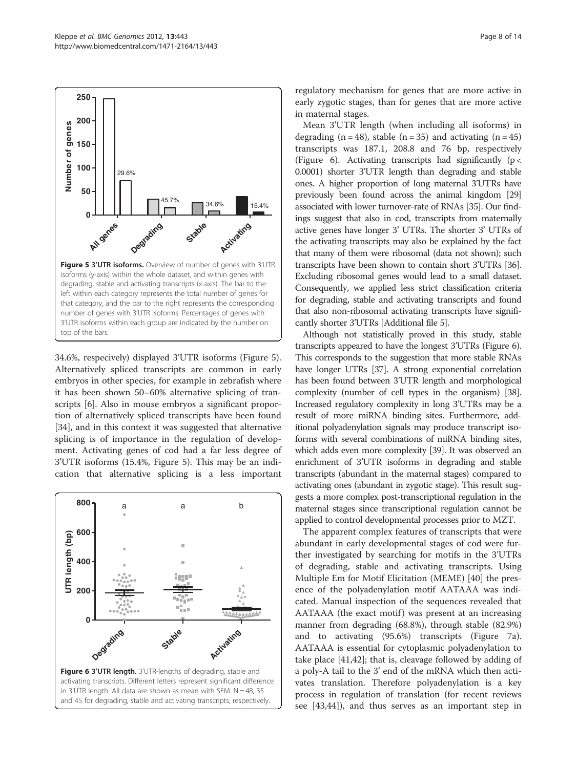250
200
150
100
50
0
Number of genes
29.6%
45.7%
34.6%
15.4%
All genes
Degrading
Stable
Activating

**Figure 5 3'UTR isoforms.** Overview of number of genes with 3'UTR isoforms (y-axis) within the whole dataset, and within genes with degrading, stable and activating transcripts (x-axis). The bar to the left within each category represents the total number of genes for that category, and the bar to the right represents the corresponding number of genes with 3'UTR isoforms. Percentages of genes with 3'UTR isoforms within each group are indicated by the number on top of the bars.

34.6%, respecively) displayed 3'UTR isoforms (Figure 5). Alternatively spliced transcripts are common in early embryos in other species, for example in zebrafish where it has been shown 50–60% alternative splicing of transcripts [6]. Also in mouse embryos a significant proportion of alternatively spliced transcripts have been found [34], and in this context it was suggested that alternative splicing is of importance in the regulation of development. Activating genes of cod had a far less degree of 3'UTR isoforms (15.4%, Figure 5). This may be an indication that alternative splicing is a less important regulatory mechanism for genes that are more active in early zygotic stages, than for genes that are more active in maternal stages.

800
600
400
200
0
UTR length (bp)
a
a
b
Degrading
Stable
Activating

**Figure 6 3'UTR length.** 3'UTR-lengths of degrading, stable and activating transcripts. Different letters represent significant difference in 3'UTR length. All data are shown as mean with SEM. N = 48, 35 and 45 for degrading, stable and activating transcripts, respectively.

Mean 3'UTR length (when including all isoforms) in degrading ($n = 48$), stable ($n = 35$) and activating ($n = 45$) transcripts was 187.1, 208.8 and 76 bp, respectively (Figure 6). Activating transcripts had significantly ($p < 0.0001$) shorter 3'UTR length than degrading and stable ones. A higher proportion of long maternal 3'UTRs have previously been found across the animal kingdom [29] associated with lower turnover-rate of RNAs [35]. Our findings suggest that also in cod, transcripts from maternally active genes have longer 3' UTRs. The shorter 3' UTRs of the activating transcripts may also be explained by the fact that many of them were ribosomal (data not shown); such transcripts have been shown to contain short 3'UTRs [36]. Excluding ribosomal genes would lead to a small dataset. Consequently, we applied less strict classification criteria for degrading, stable and activating transcripts and found that also non-ribosomal activating transcripts have significantly shorter 3'UTRs [Additional file 5].

Although not statistically proved in this study, stable transcripts appeared to have the longest 3'UTRs (Figure 6). This corresponds to the suggestion that more stable RNAs have longer UTRs [37]. A strong exponential correlation has been found between 3'UTR length and morphological complexity (number of cell types in the organism) [38]. Increased regulatory complexity in long 3'UTRs may be a result of more miRNA binding sites. Furthermore, additional polyadenylation signals may produce transcript isoforms with several combinations of miRNA binding sites, which adds even more complexity [39]. It was observed an enrichment of 3'UTR isoforms in degrading and stable transcripts (abundant in the maternal stages) compared to activating ones (abundant in zygotic stage). This result suggests a more complex post-transcriptional regulation in the maternal stages since transcriptional regulation cannot be applied to control developmental processes prior to MZT.

The apparent complex features of transcripts that were abundant in early developmental stages of cod were further investigated by searching for motifs in the 3'UTRs of degrading, stable and activating transcripts. Using Multiple Em for Motif Elicitation (MEME) [40] the presence of the polyadenylation motif AATAAA was indicated. Manual inspection of the sequences revealed that AATAAA (the exact motif) was present at an increasing manner from degrading (68.8%), through stable (82.9%) and to activating (95.6%) transcripts (Figure 7a). AATAAA is essential for cytoplasmic polyadenylation to take place [41,42]; that is, cleavage followed by adding of a poly-A tail to the 3' end of the mRNA which then activates translation. Therefore polyadenylation is a key process in regulation of translation (for recent reviews see [43,44]), and thus serves as an important step in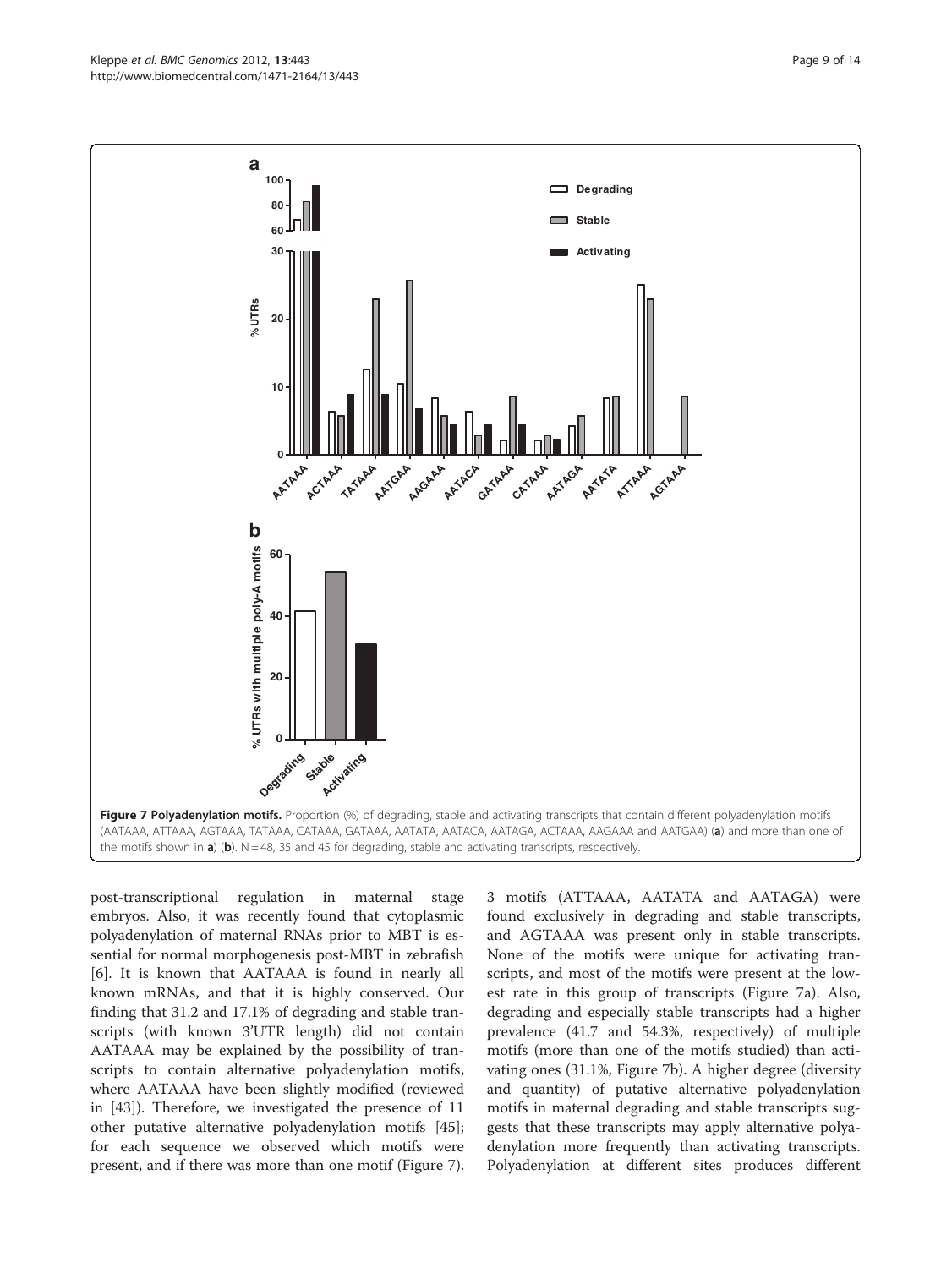a

100
80
60
30
20
10
0

% UTRs

Degrading
Stable
Activating

AATAAA ACTAAA TATAAA AATGAA AAGAAA AATACA GATAAA CATAAA AATAGA AATATA ATTAAA AGTAAA

b

60
40
20
0

% UTRs with multiple poly-A motifs

Degrading Stable Activating

**Figure 7 Polyadenylation motifs.** Proportion (%) of degrading, stable and activating transcripts that contain different polyadenylation motifs (AATAAA, ATTAAA, AGTAAA, TATAAA, CATAAA, GATAAA, AATATA, AATACA, AATAGA, ACTAAA, AAGAAA and AATGAA) (**a**) and more than one of the motifs shown in **a**) (**b**). N = 48, 35 and 45 for degrading, stable and activating transcripts, respectively.

post-transcriptional regulation in maternal stage embryos. Also, it was recently found that cytoplasmic polyadenylation of maternal RNAs prior to MBT is essential for normal morphogenesis post-MBT in zebrafish [6]. It is known that AATAAA is found in nearly all known mRNAs, and that it is highly conserved. Our finding that 31.2 and 17.1% of degrading and stable transcripts (with known 3'UTR length) did not contain AATAAA may be explained by the possibility of transcripts to contain alternative polyadenylation motifs, where AATAAA have been slightly modified (reviewed in [43]). Therefore, we investigated the presence of 11 other putative alternative polyadenylation motifs [45]; for each sequence we observed which motifs were present, and if there was more than one motif (Figure 7). 3 motifs (ATTAAA, AATATA and AATAGA) were found exclusively in degrading and stable transcripts, and AGTAAA was present only in stable transcripts. None of the motifs were unique for activating transcripts, and most of the motifs were present at the lowest rate in this group of transcripts (Figure 7a). Also, degrading and especially stable transcripts had a higher prevalence (41.7 and 54.3%, respectively) of multiple motifs (more than one of the motifs studied) than activating ones (31.1%, Figure 7b). A higher degree (diversity and quantity) of putative alternative polyadenylation motifs in maternal degrading and stable transcripts suggests that these transcripts may apply alternative polyadenylation more frequently than activating transcripts. Polyadenylation at different sites produces different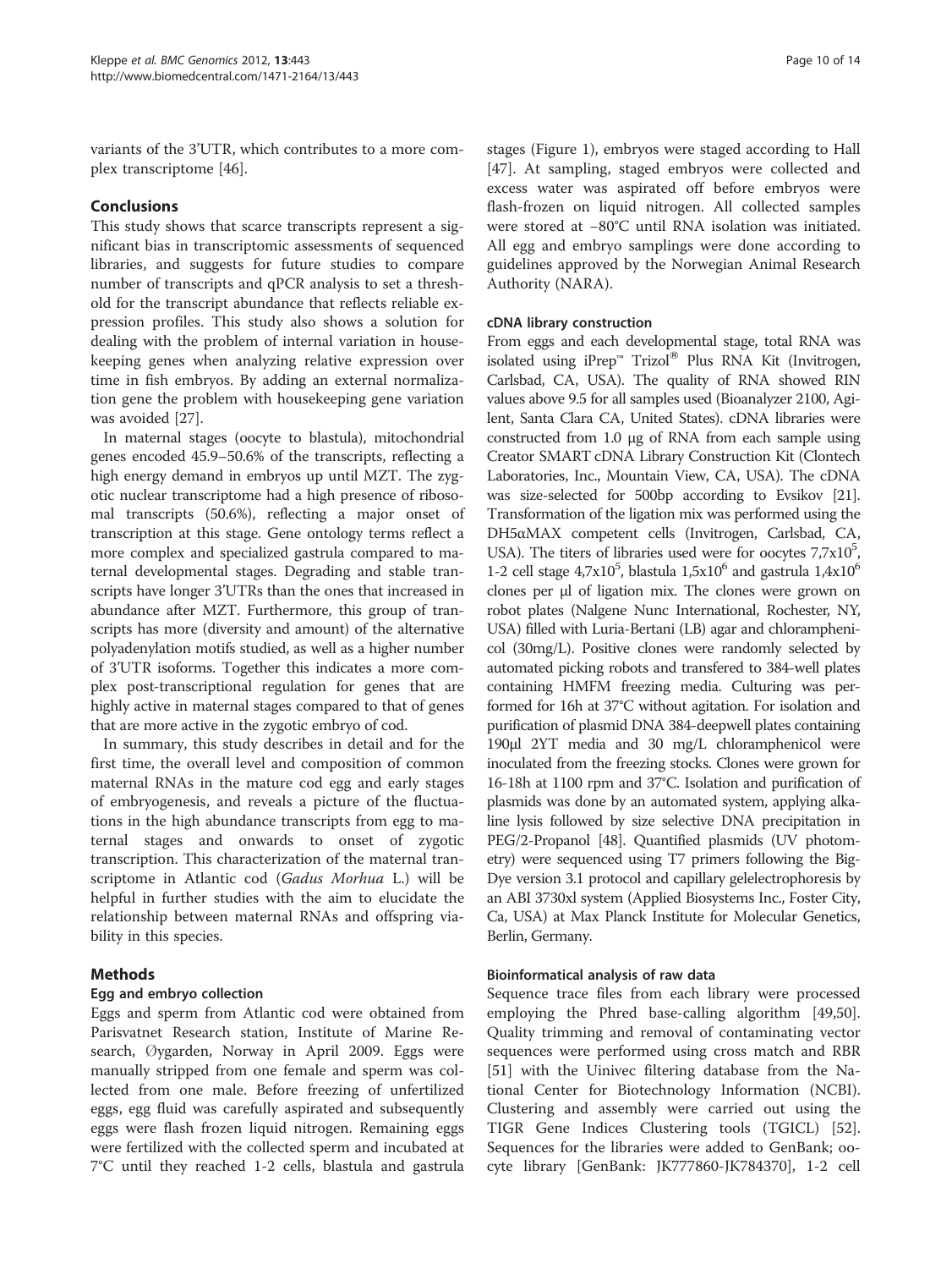variants of the 3'UTR, which contributes to a more complex transcriptome [46].

## Conclusions

This study shows that scarce transcripts represent a significant bias in transcriptomic assessments of sequenced libraries, and suggests for future studies to compare number of transcripts and qPCR analysis to set a threshold for the transcript abundance that reflects reliable expression profiles. This study also shows a solution for dealing with the problem of internal variation in housekeeping genes when analyzing relative expression over time in fish embryos. By adding an external normalization gene the problem with housekeeping gene variation was avoided [27].

In maternal stages (oocyte to blastula), mitochondrial genes encoded 45.9–50.6% of the transcripts, reflecting a high energy demand in embryos up until MZT. The zygotic nuclear transcriptome had a high presence of ribosomal transcripts (50.6%), reflecting a major onset of transcription at this stage. Gene ontology terms reflect a more complex and specialized gastrula compared to maternal developmental stages. Degrading and stable transcripts have longer 3'UTRs than the ones that increased in abundance after MZT. Furthermore, this group of transcripts has more (diversity and amount) of the alternative polyadenylation motifs studied, as well as a higher number of 3'UTR isoforms. Together this indicates a more complex post-transcriptional regulation for genes that are highly active in maternal stages compared to that of genes that are more active in the zygotic embryo of cod.

In summary, this study describes in detail and for the first time, the overall level and composition of common maternal RNAs in the mature cod egg and early stages of embryogenesis, and reveals a picture of the fluctuations in the high abundance transcripts from egg to maternal stages and onwards to onset of zygotic transcription. This characterization of the maternal transcriptome in Atlantic cod (*Gadus Morhua* L.) will be helpful in further studies with the aim to elucidate the relationship between maternal RNAs and offspring viability in this species.

## Methods

### Egg and embryo collection

Eggs and sperm from Atlantic cod were obtained from Parisvatnet Research station, Institute of Marine Research, Øygarden, Norway in April 2009. Eggs were manually stripped from one female and sperm was collected from one male. Before freezing of unfertilized eggs, egg fluid was carefully aspirated and subsequently eggs were flash frozen liquid nitrogen. Remaining eggs were fertilized with the collected sperm and incubated at 7°C until they reached 1-2 cells, blastula and gastrula stages (Figure 1), embryos were staged according to Hall [47]. At sampling, staged embryos were collected and excess water was aspirated off before embryos were flash-frozen on liquid nitrogen. All collected samples were stored at −80°C until RNA isolation was initiated. All egg and embryo samplings were done according to guidelines approved by the Norwegian Animal Research Authority (NARA).

### cDNA library construction

From eggs and each developmental stage, total RNA was isolated using iPrep™ Trizol® Plus RNA Kit (Invitrogen, Carlsbad, CA, USA). The quality of RNA showed RIN values above 9.5 for all samples used (Bioanalyzer 2100, Agilent, Santa Clara CA, United States). cDNA libraries were constructed from 1.0 μg of RNA from each sample using Creator SMART cDNA Library Construction Kit (Clontech Laboratories, Inc., Mountain View, CA, USA). The cDNA was size-selected for 500bp according to Evsikov [21]. Transformation of the ligation mix was performed using the DH5αMAX competent cells (Invitrogen, Carlsbad, CA, USA). The titers of libraries used were for oocytes $7{,}7x10^5$, 1-2 cell stage $4{,}7x10^5$, blastula $1{,}5x10^6$ and gastrula $1{,}4x10^6$ clones per μl of ligation mix. The clones were grown on robot plates (Nalgene Nunc International, Rochester, NY, USA) filled with Luria-Bertani (LB) agar and chloramphenicol (30mg/L). Positive clones were randomly selected by automated picking robots and transfered to 384-well plates containing HMFM freezing media. Culturing was performed for 16h at 37°C without agitation. For isolation and purification of plasmid DNA 384-deepwell plates containing 190μl 2YT media and 30 mg/L chloramphenicol were inoculated from the freezing stocks. Clones were grown for 16-18h at 1100 rpm and 37°C. Isolation and purification of plasmids was done by an automated system, applying alkaline lysis followed by size selective DNA precipitation in PEG/2-Propanol [48]. Quantified plasmids (UV photometry) were sequenced using T7 primers following the BigDye version 3.1 protocol and capillary gelelectrophoresis by an ABI 3730xl system (Applied Biosystems Inc., Foster City, Ca, USA) at Max Planck Institute for Molecular Genetics, Berlin, Germany.

### Bioinformatical analysis of raw data

Sequence trace files from each library were processed employing the Phred base-calling algorithm [49,50]. Quality trimming and removal of contaminating vector sequences were performed using cross match and RBR [51] with the Univec filtering database from the National Center for Biotechnology Information (NCBI). Clustering and assembly were carried out using the TIGR Gene Indices Clustering tools (TGICL) [52]. Sequences for the libraries were added to GenBank; oocyte library [GenBank: JK777860-JK784370], 1-2 cell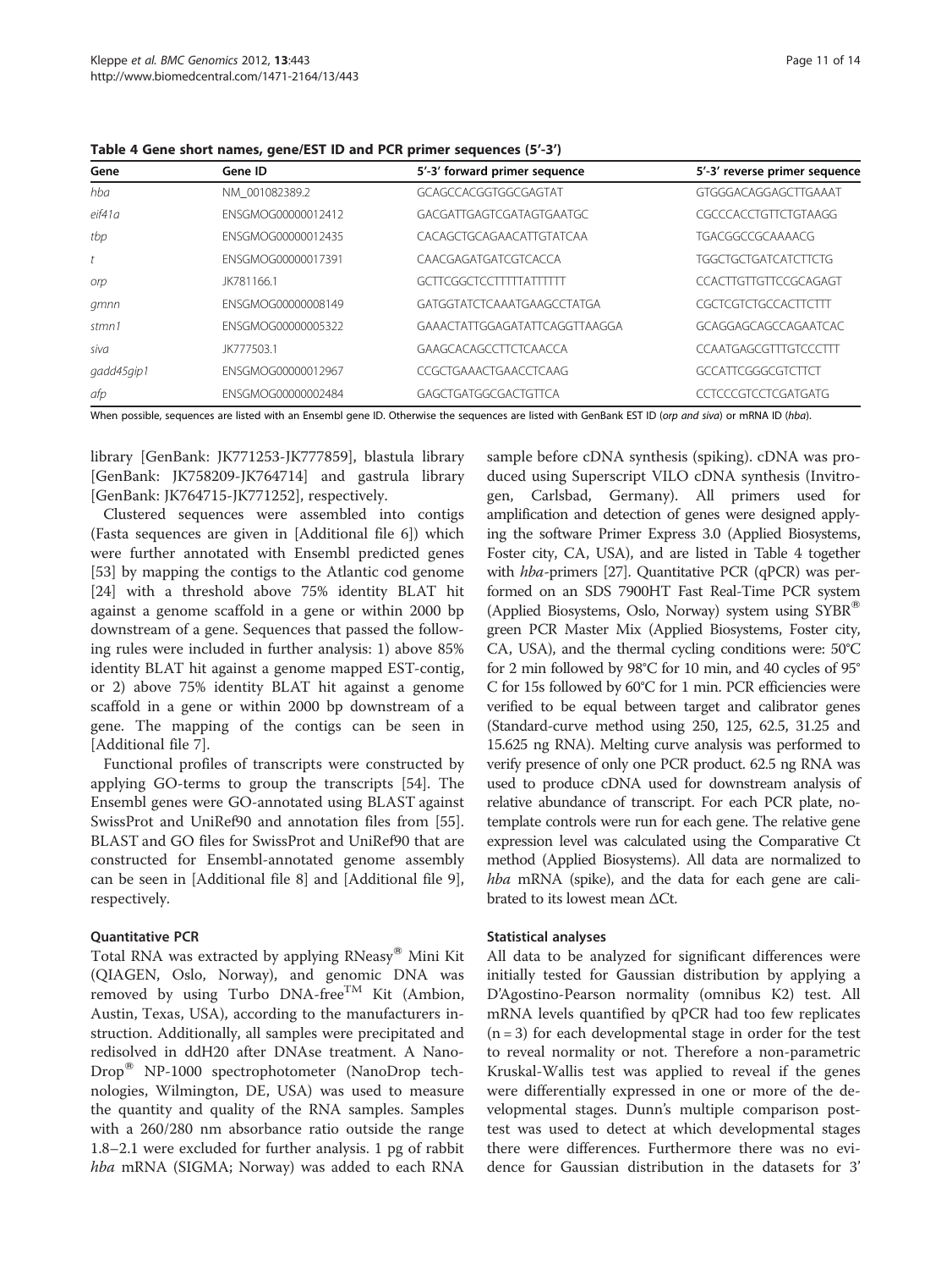**Table 4 Gene short names, gene/EST ID and PCR primer sequences (5'-3')**

| Gene | Gene ID | 5'-3' forward primer sequence | 5'-3' reverse primer sequence |
|---|---|---|---|
| *hba* | NM_001082389.2 | GCAGCCACGGTGGCGAGTAT | GTGGGACAGGAGCTTGAAAT |
| *eif41a* | ENSGMOG00000012412 | GACGATTGAGTCGATAGTGAATGC | CGCCCACCTGTTCTGTAAGG |
| *tbp* | ENSGMOG00000012435 | CACAGCTGCAGAACATTGTATCAA | TGACGGCCGCAAAACG |
| *t* | ENSGMOG00000017391 | CAACGAGATGATCGTCACCA | TGGCTGCTGATCATCTTCTG |
| *orp* | JK781166.1 | GCTTCGGCTCCTTTTTATTTTTT | CCACTTGTTGTTCCGCAGAGT |
| *gmnn* | ENSGMOG00000008149 | GATGGTATCTCAAATGAAGCCTATGA | CGCTCGTCTGCCACTTCTTT |
| *stmn1* | ENSGMOG00000005322 | GAAACTATTGGAGATATTCAGGTTAAGGA | GCAGGAGCAGCCAGAATCAC |
| *siva* | JK777503.1 | GAAGCACAGCCTTCTCAACCA | CCAATGAGCGTTTGTCCCTTT |
| *gadd45gip1* | ENSGMOG00000012967 | CCGCTGAAACTGAACCTCAAG | GCCATTCGGGCGTCTTCT |
| *afp* | ENSGMOG00000002484 | GAGCTGATGGCGACTGTTCA | CCTCCCGTCCTCGATGATG |

When possible, sequences are listed with an Ensembl gene ID. Otherwise the sequences are listed with GenBank EST ID (*orp and siva*) or mRNA ID (*hba*).

library [GenBank: JK771253-JK777859], blastula library [GenBank: JK758209-JK764714] and gastrula library [GenBank: JK764715-JK771252], respectively.

Clustered sequences were assembled into contigs (Fasta sequences are given in [Additional file 6]) which were further annotated with Ensembl predicted genes [53] by mapping the contigs to the Atlantic cod genome [24] with a threshold above 75% identity BLAT hit against a genome scaffold in a gene or within 2000 bp downstream of a gene. Sequences that passed the following rules were included in further analysis: 1) above 85% identity BLAT hit against a genome mapped EST-contig, or 2) above 75% identity BLAT hit against a genome scaffold in a gene or within 2000 bp downstream of a gene. The mapping of the contigs can be seen in [Additional file 7].

Functional profiles of transcripts were constructed by applying GO-terms to group the transcripts [54]. The Ensembl genes were GO-annotated using BLAST against SwissProt and UniRef90 and annotation files from [55]. BLAST and GO files for SwissProt and UniRef90 that are constructed for Ensembl-annotated genome assembly can be seen in [Additional file 8] and [Additional file 9], respectively.

### Quantitative PCR

Total RNA was extracted by applying RNeasy® Mini Kit (QIAGEN, Oslo, Norway), and genomic DNA was removed by using Turbo DNA-free™ Kit (Ambion, Austin, Texas, USA), according to the manufacturers instruction. Additionally, all samples were precipitated and redisolved in ddH20 after DNAse treatment. A NanoDrop® NP-1000 spectrophotometer (NanoDrop technologies, Wilmington, DE, USA) was used to measure the quantity and quality of the RNA samples. Samples with a 260/280 nm absorbance ratio outside the range 1.8–2.1 were excluded for further analysis. 1 pg of rabbit *hba* mRNA (SIGMA; Norway) was added to each RNA sample before cDNA synthesis (spiking). cDNA was produced using Superscript VILO cDNA synthesis (Invitrogen, Carlsbad, Germany). All primers used for amplification and detection of genes were designed applying the software Primer Express 3.0 (Applied Biosystems, Foster city, CA, USA), and are listed in Table 4 together with *hba*-primers [27]. Quantitative PCR (qPCR) was performed on an SDS 7900HT Fast Real-Time PCR system (Applied Biosystems, Oslo, Norway) system using SYBR® green PCR Master Mix (Applied Biosystems, Foster city, CA, USA), and the thermal cycling conditions were: 50°C for 2 min followed by 98°C for 10 min, and 40 cycles of 95°C for 15s followed by 60°C for 1 min. PCR efficiencies were verified to be equal between target and calibrator genes (Standard-curve method using 250, 125, 62.5, 31.25 and 15.625 ng RNA). Melting curve analysis was performed to verify presence of only one PCR product. 62.5 ng RNA was used to produce cDNA used for downstream analysis of relative abundance of transcript. For each PCR plate, no-template controls were run for each gene. The relative gene expression level was calculated using the Comparative Ct method (Applied Biosystems). All data are normalized to *hba* mRNA (spike), and the data for each gene are calibrated to its lowest mean ΔCt.

### Statistical analyses

All data to be analyzed for significant differences were initially tested for Gaussian distribution by applying a D'Agostino-Pearson normality (omnibus K2) test. All mRNA levels quantified by qPCR had too few replicates ($n = 3$) for each developmental stage in order for the test to reveal normality or not. Therefore a non-parametric Kruskal-Wallis test was applied to reveal if the genes were differentially expressed in one or more of the developmental stages. Dunn's multiple comparison post-test was used to detect at which developmental stages there were differences. Furthermore there was no evidence for Gaussian distribution in the datasets for 3'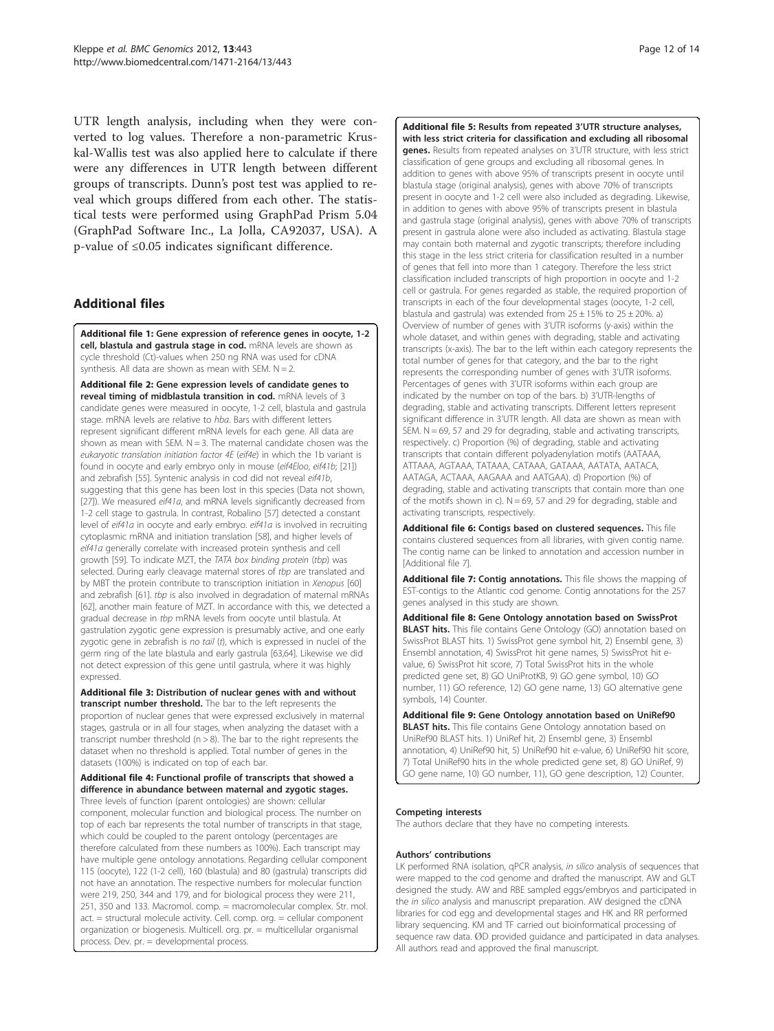UTR length analysis, including when they were converted to log values. Therefore a non-parametric Kruskal-Wallis test was also applied here to calculate if there were any differences in UTR length between different groups of transcripts. Dunn's post test was applied to reveal which groups differed from each other. The statistical tests were performed using GraphPad Prism 5.04 (GraphPad Software Inc., La Jolla, CA92037, USA). A p-value of ≤0.05 indicates significant difference.

## Additional files

**Additional file 1: Gene expression of reference genes in oocyte, 1-2 cell, blastula and gastrula stage in cod.** mRNA levels are shown as cycle threshold (Ct)-values when 250 ng RNA was used for cDNA synthesis. All data are shown as mean with SEM. N = 2.

**Additional file 2: Gene expression levels of candidate genes to reveal timing of midblastula transition in cod.** mRNA levels of 3 candidate genes were measured in oocyte, 1-2 cell, blastula and gastrula stage. mRNA levels are relative to *hba*. Bars with different letters represent significant different mRNA levels for each gene. All data are shown as mean with SEM. N = 3. The maternal candidate chosen was the *eukaryotic translation initiation factor 4E* (*eif4e*) in which the 1b variant is found in oocyte and early embryo only in mouse (*eif4Eloo*, *eif41b*; [21]) and zebrafish [55]. Syntenic analysis in cod did not reveal *eif41b*, suggesting that this gene has been lost in this species (Data not shown, [27]). We measured *eif41a*, and mRNA levels significantly decreased from 1-2 cell stage to gastrula. In contrast, Robalino [57] detected a constant level of *eif41a* in oocyte and early embryo. *eif41a* is involved in recruiting cytoplasmic mRNA and initiation translation [58], and higher levels of *eif41a* generally correlate with increased protein synthesis and cell growth [59]. To indicate MZT, the *TATA box binding protein* (*tbp*) was selected. During early cleavage maternal stores of *tbp* are translated and by MBT the protein contribute to transcription initiation in *Xenopus* [60] and zebrafish [61]. *tbp* is also involved in degradation of maternal mRNAs [62], another main feature of MZT. In accordance with this, we detected a gradual decrease in *tbp* mRNA levels from oocyte until blastula. At gastrulation zygotic gene expression is presumably active, and one early zygotic gene in zebrafish is *no tail* (*t*), which is expressed in nuclei of the germ ring of the late blastula and early gastrula [63,64]. Likewise we did not detect expression of this gene until gastrula, where it was highly expressed.

**Additional file 3: Distribution of nuclear genes with and without transcript number threshold.** The bar to the left represents the proportion of nuclear genes that were expressed exclusively in maternal stages, gastrula or in all four stages, when analyzing the dataset with a transcript number threshold (n > 8). The bar to the right represents the dataset when no threshold is applied. Total number of genes in the datasets (100%) is indicated on top of each bar.

**Additional file 4: Functional profile of transcripts that showed a difference in abundance between maternal and zygotic stages.** Three levels of function (parent ontologies) are shown: cellular component, molecular function and biological process. The number on top of each bar represents the total number of transcripts in that stage, which could be coupled to the parent ontology (percentages are therefore calculated from these numbers as 100%). Each transcript may have multiple gene ontology annotations. Regarding cellular component 115 (oocyte), 122 (1-2 cell), 160 (blastula) and 80 (gastrula) transcripts did not have an annotation. The respective numbers for molecular function were 219, 250, 344 and 179, and for biological process they were 211, 251, 350 and 133. Macromol. comp. = macromolecular complex. Str. mol. act. = structural molecule activity. Cell. comp. org. = cellular component organization or biogenesis. Multicell. org. pr. = multicellular organismal process. Dev. pr. = developmental process.

**Additional file 5: Results from repeated 3'UTR structure analyses, with less strict criteria for classification and excluding all ribosomal genes.** Results from repeated analyses on 3'UTR structure, with less strict classification of gene groups and excluding all ribosomal genes. In addition to genes with above 95% of transcripts present in oocyte until blastula stage (original analysis), genes with above 70% of transcripts present in oocyte and 1-2 cell were also included as degrading. Likewise, in addition to genes with above 95% of transcripts present in blastula and gastrula stage (original analysis), genes with above 70% of transcripts present in gastrula alone were also included as activating. Blastula stage may contain both maternal and zygotic transcripts; therefore including this stage in the less strict criteria for classification resulted in a number of genes that fell into more than 1 category. Therefore the less strict classification included transcripts of high proportion in oocyte and 1-2 cell or gastrula. For genes regarded as stable, the required proportion of transcripts in each of the four developmental stages (oocyte, 1-2 cell, blastula and gastrula) was extended from 25 ± 15% to 25 ± 20%. a) Overview of number of genes with 3'UTR isoforms (y-axis) within the whole dataset, and within genes with degrading, stable and activating transcripts (x-axis). The bar to the left within each category represents the total number of genes for that category, and the bar to the right represents the corresponding number of genes with 3'UTR isoforms. Percentages of genes with 3'UTR isoforms within each group are indicated by the number on top of the bars. b) 3'UTR-lengths of degrading, stable and activating transcripts. Different letters represent significant difference in 3'UTR length. All data are shown as mean with SEM. N = 69, 57 and 29 for degrading, stable and activating transcripts, respectively. c) Proportion (%) of degrading, stable and activating transcripts that contain different polyadenylation motifs (AATAAA, ATTAAA, AGTAAA, TATAAA, CATAAA, GATAAA, AATATA, AATACA, AATAGA, ACTAAA, AAGAAA and AATGAA). d) Proportion (%) of degrading, stable and activating transcripts that contain more than one of the motifs shown in c). N = 69, 57 and 29 for degrading, stable and activating transcripts, respectively.

**Additional file 6: Contigs based on clustered sequences.** This file contains clustered sequences from all libraries, with given contig name. The contig name can be linked to annotation and accession number in [Additional file 7].

**Additional file 7: Contig annotations.** This file shows the mapping of EST-contigs to the Atlantic cod genome. Contig annotations for the 257 genes analysed in this study are shown.

**Additional file 8: Gene Ontology annotation based on SwissProt BLAST hits.** This file contains Gene Ontology (GO) annotation based on SwissProt BLAST hits. 1) SwissProt gene symbol hit, 2) Ensembl gene, 3) Ensembl annotation, 4) SwissProt hit gene names, 5) SwissProt hit e-value, 6) SwissProt hit score, 7) Total SwissProt hits in the whole predicted gene set, 8) GO UniProtKB, 9) GO gene symbol, 10) GO number, 11) GO reference, 12) GO gene name, 13) GO alternative gene symbols, 14) Counter.

**Additional file 9: Gene Ontology annotation based on UniRef90 BLAST hits.** This file contains Gene Ontology annotation based on UniRef90 BLAST hits. 1) UniRef hit, 2) Ensembl gene, 3) Ensembl annotation, 4) UniRef90 hit, 5) UniRef90 hit e-value, 6) UniRef90 hit score, 7) Total UniRef90 hits in the whole predicted gene set, 8) GO UniRef, 9) GO gene name, 10) GO number, 11), GO gene description, 12) Counter.

#### Competing interests

The authors declare that they have no competing interests.

#### Authors' contributions

LK performed RNA isolation, qPCR analysis, *in silico* analysis of sequences that were mapped to the cod genome and drafted the manuscript. AW and GLT designed the study. AW and RBE sampled eggs/embryos and participated in the *in silico* analysis and manuscript preparation. AW designed the cDNA libraries for cod egg and developmental stages and HK and RR performed library sequencing. KM and TF carried out bioinformatical processing of sequence raw data. ØD provided guidance and participated in data analyses. All authors read and approved the final manuscript.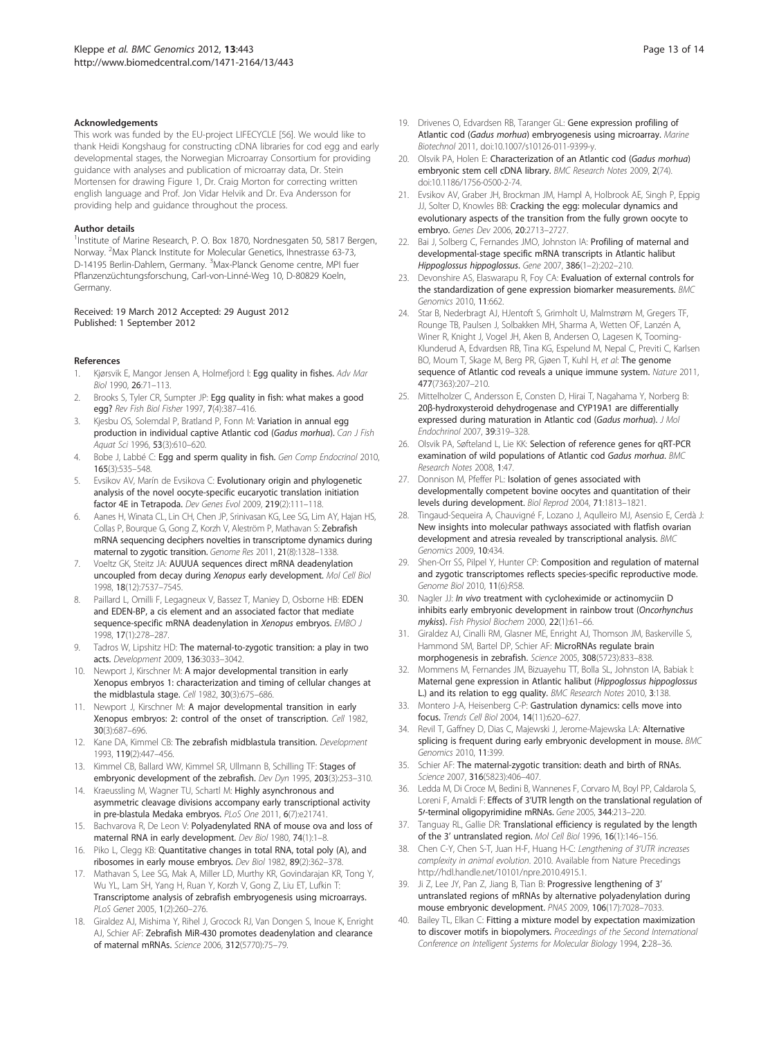### Acknowledgements

This work was funded by the EU-project LIFECYCLE [56]. We would like to thank Heidi Kongshaug for constructing cDNA libraries for cod egg and early developmental stages, the Norwegian Microarray Consortium for providing guidance with analyses and publication of microarray data, Dr. Stein Mortensen for drawing Figure 1, Dr. Craig Morton for correcting written english language and Prof. Jon Vidar Helvik and Dr. Eva Andersson for providing help and guidance throughout the process.

### Author details

[1]Institute of Marine Research, P. O. Box 1870, Nordnesgaten 50, 5817 Bergen, Norway. [2]Max Planck Institute for Molecular Genetics, Ihnestrasse 63-73, D-14195 Berlin-Dahlem, Germany. [3]Max-Planck Genome centre, MPI fuer Pflanzenzüchtungsforschung, Carl-von-Linné-Weg 10, D-80829 Koeln, Germany.

Received: 19 March 2012 Accepted: 29 August 2012
Published: 1 September 2012

### References

1. Kjørsvik E, Mangor Jensen A, Holmefjord I: **Egg quality in fishes.** *Adv Mar Biol* 1990, **26**:71–113.
2. Brooks S, Tyler CR, Sumpter JP: **Egg quality in fish: what makes a good egg?** *Rev Fish Biol Fisher* 1997, **7**(4):387–416.
3. Kjesbu OS, Solemdal P, Bratland P, Fonn M: **Variation in annual egg production in individual captive Atlantic cod (*Gadus morhua*).** *Can J Fish Aquat Sci* 1996, **53**(3):610–620.
4. Bobe J, Labbé C: **Egg and sperm quality in fish.** *Gen Comp Endocrinol* 2010, **165**(3):535–548.
5. Evsikov AV, Marín de Evsikova C: **Evolutionary origin and phylogenetic analysis of the novel oocyte-specific eucaryotic translation initiation factor 4E in Tetrapoda.** *Dev Genes Evol* 2009, **219**(2):111–118.
6. Aanes H, Winata CL, Lin CH, Chen JP, Srinivasan KG, Lee SG, Lim AY, Hajan HS, Collas P, Bourque G, Gong Z, Korzh V, Aleström P, Mathavan S: **Zebrafish mRNA sequencing deciphers novelties in transcriptome dynamics during maternal to zygotic transition.** *Genome Res* 2011, **21**(8):1328–1338.
7. Voeltz GK, Steitz JA: **AUUUA sequences direct mRNA deadenylation uncoupled from decay during *Xenopus* early development.** *Mol Cell Biol* 1998, **18**(12):7537–7545.
8. Paillard L, Omilli F, Legagneux V, Bassez T, Maniey D, Osborne HB: **EDEN and EDEN-BP, a cis element and an associated factor that mediate sequence-specific mRNA deadenylation in *Xenopus* embryos.** *EMBO J* 1998, **17**(1):278–287.
9. Tadros W, Lipshitz HD: **The maternal-to-zygotic transition: a play in two acts.** *Development* 2009, **136**:3033–3042.
10. Newport J, Kirschner M: **A major developmental transition in early Xenopus embryos 1: characterization and timing of cellular changes at the midblastula stage.** *Cell* 1982, **30**(3):675–686.
11. Newport J, Kirschner M: **A major developmental transition in early Xenopus embryos: 2: control of the onset of transcription.** *Cell* 1982, **30**(3):687–696.
12. Kane DA, Kimmel CB: **The zebrafish midblastula transition.** *Development* 1993, **119**(2):447–456.
13. Kimmel CB, Ballard WW, Kimmel SR, Ullmann B, Schilling TF: **Stages of embryonic development of the zebrafish.** *Dev Dyn* 1995, **203**(3):253–310.
14. Kraeussling M, Wagner TU, Schartl M: **Highly asynchronous and asymmetric cleavage divisions accompany early transcriptional activity in pre-blastula Medaka embryos.** *PLoS One* 2011, **6**(7):e21741.
15. Bachvarova R, De Leon V: **Polyadenylated RNA of mouse ova and loss of maternal RNA in early development.** *Dev Biol* 1980, **74**(1):1–8.
16. Piko L, Clegg KB: **Quantitative changes in total RNA, total poly (A), and ribosomes in early mouse embryos.** *Dev Biol* 1982, **89**(2):362–378.
17. Mathavan S, Lee SG, Mak A, Miller LD, Murthy KR, Govindarajan KR, Tong Y, Wu YL, Lam SH, Yang H, Ruan Y, Korzh V, Gong Z, Liu ET, Lufkin T: **Transcriptome analysis of zebrafish embryogenesis using microarrays.** *PLoS Genet* 2005, **1**(2):260–276.
18. Giraldez AJ, Mishima Y, Rihel J, Grocock RJ, Van Dongen S, Inoue K, Enright AJ, Schier AF: **Zebrafish MiR-430 promotes deadenylation and clearance of maternal mRNAs.** *Science* 2006, **312**(5770):75–79.
19. Drivenes O, Edvardsen RB, Taranger GL: **Gene expression profiling of Atlantic cod (*Gadus morhua*) embryogenesis using microarray.** *Marine Biotechnol* 2011, doi:10.1007/s10126-011-9399-y.
20. Olsvik PA, Holen E: **Characterization of an Atlantic cod (*Gadus morhua*) embryonic stem cell cDNA library.** *BMC Research Notes* 2009, **2**(74). doi:10.1186/1756-0500-2-74.
21. Evsikov AV, Graber JH, Brockman JM, Hampl A, Holbrook AE, Singh P, Eppig JJ, Solter D, Knowles BB: **Cracking the egg: molecular dynamics and evolutionary aspects of the transition from the fully grown oocyte to embryo.** *Genes Dev* 2006, **20**:2713–2727.
22. Bai J, Solberg C, Fernandes JMO, Johnston IA: **Profiling of maternal and developmental-stage specific mRNA transcripts in Atlantic halibut *Hippoglossus hippoglossus*.** *Gene* 2007, **386**(1–2):202–210.
23. Devonshire AS, Elaswarapu R, Foy CA: **Evaluation of external controls for the standardization of gene expression biomarker measurements.** *BMC Genomics* 2010, **11**:662.
24. Star B, Nederbragt AJ, HJentoft S, Grimholt U, Malmstrøm M, Gregers TF, Rounge TB, Paulsen J, Solbakken MH, Sharma A, Wetten OF, Lanzén A, Winer R, Knight J, Vogel JH, Aken B, Andersen O, Lagesen K, Tooming-Klunderud A, Edvardsen RB, Tina KG, Espelund M, Nepal C, Previti C, Karlsen BO, Moum T, Skage M, Berg PR, Gjøen T, Kuhl H, *et al*: **The genome sequence of Atlantic cod reveals a unique immune system.** *Nature* 2011, **477**(7363):207–210.
25. Mittelholzer C, Andersson E, Consten D, Hirai T, Nagahama Y, Norberg B: **20β-hydroxysteroid dehydrogenase and CYP19A1 are differentially expressed during maturation in Atlantic cod (*Gadus morhua*).** *J Mol Endocrinol* 2007, **39**:319–328.
26. Olsvik PA, Søfteland L, Lie KK: **Selection of reference genes for qRT-PCR examination of wild populations of Atlantic cod *Gadus morhua*.** *BMC Research Notes* 2008, **1**:47.
27. Donnison M, Pfeffer PL: **Isolation of genes associated with developmentally competent bovine oocytes and quantitation of their levels during development.** *Biol Reprod* 2004, **71**:1813–1821.
28. Tingaud-Sequeira A, Chauvigné F, Lozano J, Aqulleiro MJ, Asensio E, Cerdà J: **New insights into molecular pathways associated with flatfish ovarian development and atresia revealed by transcriptional analysis.** *BMC Genomics* 2009, **10**:434.
29. Shen-Orr SS, Pilpel Y, Hunter CP: **Composition and regulation of maternal and zygotic transcriptomes reflects species-specific reproductive mode.** *Genome Biol* 2010, **11**(6):R58.
30. Nagler JJ: ***In vivo* treatment with cycloheximide or actinomyciin D inhibits early embryonic development in rainbow trout (*Oncorhynchus mykiss*).** *Fish Physiol Biochem* 2000, **22**(1):61–66.
31. Giraldez AJ, Cinalli RM, Glasner ME, Enright AJ, Thomson JM, Baskerville S, Hammond SM, Bartel DP, Schier AF: **MicroRNAs regulate brain morphogenesis in zebrafish.** *Science* 2005, **308**(5723):833–838.
32. Mommens M, Fernandes JM, Bizuayehu TT, Bolla SL, Johnston IA, Babiak I: **Maternal gene expression in Atlantic halibut (*Hippoglossus hippoglossus* L.) and its relation to egg quality.** *BMC Research Notes* 2010, **3**:138.
33. Montero J-A, Heisenberg C-P: **Gastrulation dynamics: cells move into focus.** *Trends Cell Biol* 2004, **14**(11):620–627.
34. Revil T, Gaffney D, Dias C, Majewski J, Jerome-Majewska LA: **Alternative splicing is frequent during early embryonic development in mouse.** *BMC Genomics* 2010, **11**:399.
35. Schier AF: **The maternal-zygotic transition: death and birth of RNAs.** *Science* 2007, **316**(5823):406–407.
36. Ledda M, Di Croce M, Bedini B, Wannenes F, Corvaro M, Boyl PP, Caldarola S, Loreni F, Amaldi F: **Effects of 3′UTR length on the translational regulation of 5′-terminal oligopyrimidine mRNAs.** *Gene* 2005, **344**:213–220.
37. Tanguay RL, Gallie DR: **Translational efficiency is regulated by the length of the 3′ untranslated region.** *Mol Cell Biol* 1996, **16**(1):146–156.
38. Chen C-Y, Chen S-T, Juan H-F, Huang H-C: *Lengthening of 3′UTR increases complexity in animal evolution*. 2010. Available from Nature Precedings http://hdl.handle.net/10101/npre.2010.4915.1.
39. Ji Z, Lee JY, Pan Z, Jiang B, Tian B: **Progressive lengthening of 3′ untranslated regions of mRNAs by alternative polyadenylation during mouse embryonic development.** *PNAS* 2009, **106**(17):7028–7033.
40. Bailey TL, Elkan C: **Fitting a mixture model by expectation maximization to discover motifs in biopolymers.** *Proceedings of the Second International Conference on Intelligent Systems for Molecular Biology* 1994, **2**:28–36.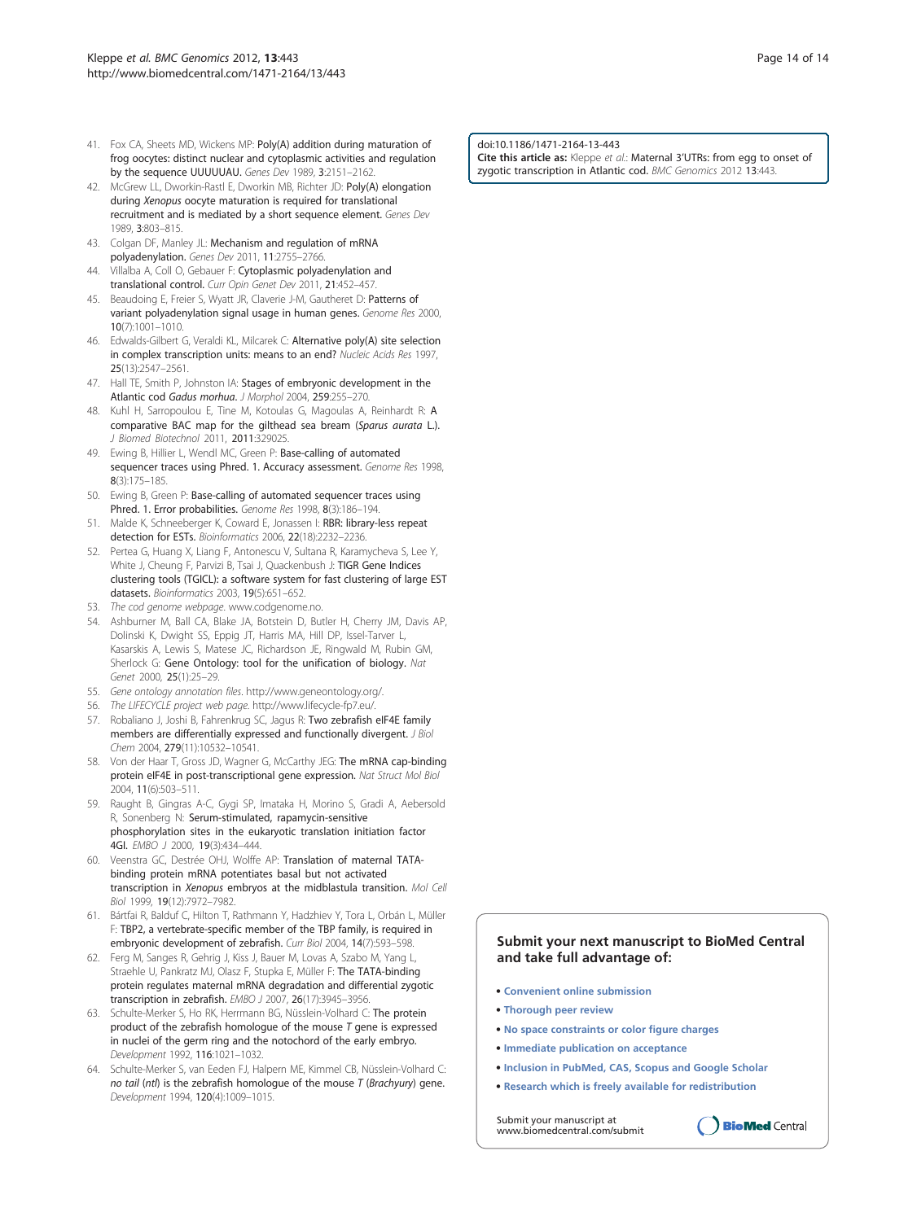41. Fox CA, Sheets MD, Wickens MP: **Poly(A) addition during maturation of frog oocytes: distinct nuclear and cytoplasmic activities and regulation by the sequence UUUUUAU.** *Genes Dev* 1989, **3**:2151–2162.
42. McGrew LL, Dworkin-Rastl E, Dworkin MB, Richter JD: **Poly(A) elongation during *Xenopus* oocyte maturation is required for translational recruitment and is mediated by a short sequence element.** *Genes Dev* 1989, **3**:803–815.
43. Colgan DF, Manley JL: **Mechanism and regulation of mRNA polyadenylation.** *Genes Dev* 2011, **11**:2755–2766.
44. Villalba A, Coll O, Gebauer F: **Cytoplasmic polyadenylation and translational control.** *Curr Opin Genet Dev* 2011, **21**:452–457.
45. Beaudoing E, Freier S, Wyatt JR, Claverie J-M, Gautheret D: **Patterns of variant polyadenylation signal usage in human genes.** *Genome Res* 2000, **10**(7):1001–1010.
46. Edwalds-Gilbert G, Veraldi KL, Milcarek C: **Alternative poly(A) site selection in complex transcription units: means to an end?** *Nucleic Acids Res* 1997, **25**(13):2547–2561.
47. Hall TE, Smith P, Johnston IA: **Stages of embryonic development in the Atlantic cod *Gadus morhua*.** *J Morphol* 2004, **259**:255–270.
48. Kuhl H, Sarropoulou E, Tine M, Kotoulas G, Magoulas A, Reinhardt R: **A comparative BAC map for the gilthead sea bream (*Sparus aurata* L.).** *J Biomed Biotechnol* 2011, **2011**:329025.
49. Ewing B, Hillier L, Wendl MC, Green P: **Base-calling of automated sequencer traces using Phred. 1. Accuracy assessment.** *Genome Res* 1998, **8**(3):175–185.
50. Ewing B, Green P: **Base-calling of automated sequencer traces using Phred. 1. Error probabilities.** *Genome Res* 1998, **8**(3):186–194.
51. Malde K, Schneeberger K, Coward E, Jonassen I: **RBR: library-less repeat detection for ESTs.** *Bioinformatics* 2006, **22**(18):2232–2236.
52. Pertea G, Huang X, Liang F, Antonescu V, Sultana R, Karamycheva S, Lee Y, White J, Cheung F, Parvizi B, Tsai J, Quackenbush J: **TIGR Gene Indices clustering tools (TGICL): a software system for fast clustering of large EST datasets.** *Bioinformatics* 2003, **19**(5):651–652.
53. *The cod genome webpage.* www.codgenome.no.
54. Ashburner M, Ball CA, Blake JA, Botstein D, Butler H, Cherry JM, Davis AP, Dolinski K, Dwight SS, Eppig JT, Harris MA, Hill DP, Issel-Tarver L, Kasarskis A, Lewis S, Matese JC, Richardson JE, Ringwald M, Rubin GM, Sherlock G: **Gene Ontology: tool for the unification of biology.** *Nat Genet* 2000, **25**(1):25–29.
55. *Gene ontology annotation files.* http://www.geneontology.org/.
56. *The LIFECYCLE project web page.* http://www.lifecycle-fp7.eu/.
57. Robaliano J, Joshi B, Fahrenkrug SC, Jagus R: **Two zebrafish eIF4E family members are differentially expressed and functionally divergent.** *J Biol Chem* 2004, **279**(11):10532–10541.
58. Von der Haar T, Gross JD, Wagner G, McCarthy JEG: **The mRNA cap-binding protein eIF4E in post-transcriptional gene expression.** *Nat Struct Mol Biol* 2004, **11**(6):503–511.
59. Raught B, Gingras A-C, Gygi SP, Imataka H, Morino S, Gradi A, Aebersold R, Sonenberg N: **Serum-stimulated, rapamycin-sensitive phosphorylation sites in the eukaryotic translation initiation factor 4GI.** *EMBO J* 2000, **19**(3):434–444.
60. Veenstra GC, Destrée OHJ, Wolffe AP: **Translation of maternal TATA-binding protein mRNA potentiates basal but not activated transcription in *Xenopus* embryos at the midblastula transition.** *Mol Cell Biol* 1999, **19**(12):7972–7982.
61. Bártfai R, Balduf C, Hilton T, Rathmann Y, Hadzhiev Y, Tora L, Orbán L, Müller F: **TBP2, a vertebrate-specific member of the TBP family, is required in embryonic development of zebrafish.** *Curr Biol* 2004, **14**(7):593–598.
62. Ferg M, Sanges R, Gehrig J, Kiss J, Bauer M, Lovas A, Szabo M, Yang L, Straehle U, Pankratz MJ, Olasz F, Stupka E, Müller F: **The TATA-binding protein regulates maternal mRNA degradation and differential zygotic transcription in zebrafish.** *EMBO J* 2007, **26**(17):3945–3956.
63. Schulte-Merker S, Ho RK, Herrmann BG, Nüsslein-Volhard C: **The protein product of the zebrafish homologue of the mouse *T* gene is expressed in nuclei of the germ ring and the notochord of the early embryo.** *Development* 1992, **116**:1021–1032.
64. Schulte-Merker S, van Eeden FJ, Halpern ME, Kimmel CB, Nüsslein-Volhard C: ***no tail* (*ntl*) is the zebrafish homologue of the mouse *T* (*Brachyury*) gene.** *Development* 1994, **120**(4):1009–1015.

doi:10.1186/1471-2164-13-443

**Cite this article as:** Kleppe *et al.*: Maternal 3'UTRs: from egg to onset of zygotic transcription in Atlantic cod. *BMC Genomics* 2012 **13**:443.

**Submit your next manuscript to BioMed Central and take full advantage of:**

- **Convenient online submission**
- **Thorough peer review**
- **No space constraints or color figure charges**
- **Immediate publication on acceptance**
- **Inclusion in PubMed, CAS, Scopus and Google Scholar**
- **Research which is freely available for redistribution**

Submit your manuscript at www.biomedcentral.com/submit

BioMed Central